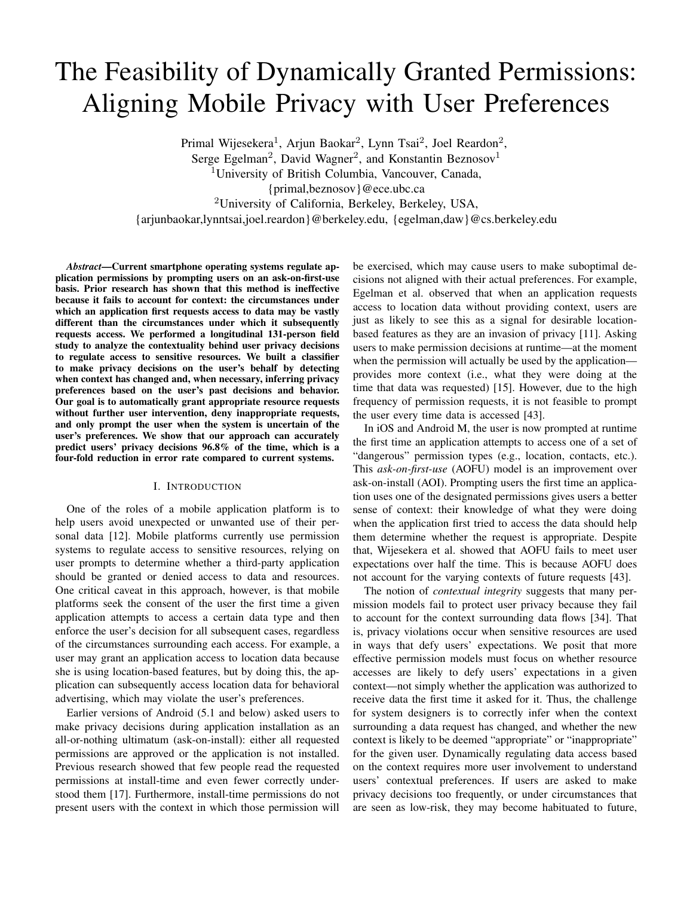# The Feasibility of Dynamically Granted Permissions: Aligning Mobile Privacy with User Preferences

Primal Wijesekera[1], Arjun Baokar[2], Lynn Tsai[2], Joel Reardon[2], Serge Egelman[2], David Wagner[2], and Konstantin Beznosov[1]

[1]University of British Columbia, Vancouver, Canada, {primal,beznosov}@ece.ubc.ca

[2]University of California, Berkeley, Berkeley, USA, {arjunbaokar,lynntsai,joel.reardon}@berkeley.edu, {egelman,daw}@cs.berkeley.edu

***Abstract*—Current smartphone operating systems regulate application permissions by prompting users on an ask-on-first-use basis. Prior research has shown that this method is ineffective because it fails to account for context: the circumstances under which an application first requests access to data may be vastly different than the circumstances under which it subsequently requests access. We performed a longitudinal 131-person field study to analyze the contextuality behind user privacy decisions to regulate access to sensitive resources. We built a classifier to make privacy decisions on the user's behalf by detecting when context has changed and, when necessary, inferring privacy preferences based on the user's past decisions and behavior. Our goal is to automatically grant appropriate resource requests without further user intervention, deny inappropriate requests, and only prompt the user when the system is uncertain of the user's preferences. We show that our approach can accurately predict users' privacy decisions 96.8% of the time, which is a four-fold reduction in error rate compared to current systems.**

## I. Introduction

One of the roles of a mobile application platform is to help users avoid unexpected or unwanted use of their personal data [12]. Mobile platforms currently use permission systems to regulate access to sensitive resources, relying on user prompts to determine whether a third-party application should be granted or denied access to data and resources. One critical caveat in this approach, however, is that mobile platforms seek the consent of the user the first time a given application attempts to access a certain data type and then enforce the user's decision for all subsequent cases, regardless of the circumstances surrounding each access. For example, a user may grant an application access to location data because she is using location-based features, but by doing this, the application can subsequently access location data for behavioral advertising, which may violate the user's preferences.

Earlier versions of Android (5.1 and below) asked users to make privacy decisions during application installation as an all-or-nothing ultimatum (ask-on-install): either all requested permissions are approved or the application is not installed. Previous research showed that few people read the requested permissions at install-time and even fewer correctly understood them [17]. Furthermore, install-time permissions do not present users with the context in which those permission will be exercised, which may cause users to make suboptimal decisions not aligned with their actual preferences. For example, Egelman et al. observed that when an application requests access to location data without providing context, users are just as likely to see this as a signal for desirable location-based features as they are an invasion of privacy [11]. Asking users to make permission decisions at runtime—at the moment when the permission will actually be used by the application—provides more context (i.e., what they were doing at the time that data was requested) [15]. However, due to the high frequency of permission requests, it is not feasible to prompt the user every time data is accessed [43].

In iOS and Android M, the user is now prompted at runtime the first time an application attempts to access one of a set of "dangerous" permission types (e.g., location, contacts, etc.). This *ask-on-first-use* (AOFU) model is an improvement over ask-on-install (AOI). Prompting users the first time an application uses one of the designated permissions gives users a better sense of context: their knowledge of what they were doing when the application first tried to access the data should help them determine whether the request is appropriate. Despite that, Wijesekera et al. showed that AOFU fails to meet user expectations over half the time. This is because AOFU does not account for the varying contexts of future requests [43].

The notion of *contextual integrity* suggests that many permission models fail to protect user privacy because they fail to account for the context surrounding data flows [34]. That is, privacy violations occur when sensitive resources are used in ways that defy users' expectations. We posit that more effective permission models must focus on whether resource accesses are likely to defy users' expectations in a given context—not simply whether the application was authorized to receive data the first time it asked for it. Thus, the challenge for system designers is to correctly infer when the context surrounding a data request has changed, and whether the new context is likely to be deemed "appropriate" or "inappropriate" for the given user. Dynamically regulating data access based on the context requires more user involvement to understand users' contextual preferences. If users are asked to make privacy decisions too frequently, or under circumstances that are seen as low-risk, they may become habituated to future,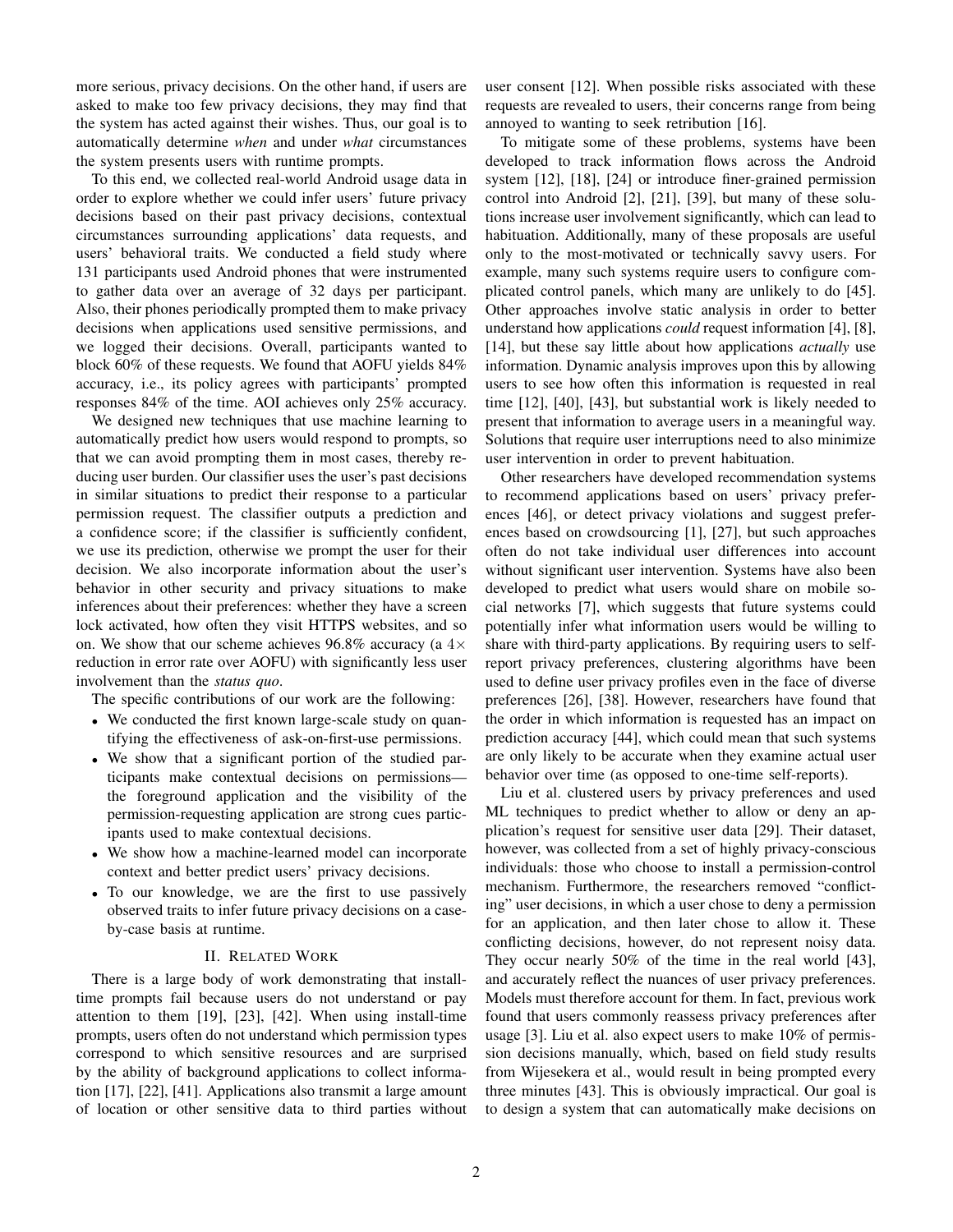more serious, privacy decisions. On the other hand, if users are asked to make too few privacy decisions, they may find that the system has acted against their wishes. Thus, our goal is to automatically determine *when* and under *what* circumstances the system presents users with runtime prompts.

To this end, we collected real-world Android usage data in order to explore whether we could infer users' future privacy decisions based on their past privacy decisions, contextual circumstances surrounding applications' data requests, and users' behavioral traits. We conducted a field study where 131 participants used Android phones that were instrumented to gather data over an average of 32 days per participant. Also, their phones periodically prompted them to make privacy decisions when applications used sensitive permissions, and we logged their decisions. Overall, participants wanted to block 60% of these requests. We found that AOFU yields 84% accuracy, i.e., its policy agrees with participants' prompted responses 84% of the time. AOI achieves only 25% accuracy.

We designed new techniques that use machine learning to automatically predict how users would respond to prompts, so that we can avoid prompting them in most cases, thereby reducing user burden. Our classifier uses the user's past decisions in similar situations to predict their response to a particular permission request. The classifier outputs a prediction and a confidence score; if the classifier is sufficiently confident, we use its prediction, otherwise we prompt the user for their decision. We also incorporate information about the user's behavior in other security and privacy situations to make inferences about their preferences: whether they have a screen lock activated, how often they visit HTTPS websites, and so on. We show that our scheme achieves 96.8% accuracy (a $4\times$ reduction in error rate over AOFU) with significantly less user involvement than the *status quo*.

The specific contributions of our work are the following:

- We conducted the first known large-scale study on quantifying the effectiveness of ask-on-first-use permissions.
- We show that a significant portion of the studied participants make contextual decisions on permissions—the foreground application and the visibility of the permission-requesting application are strong cues participants used to make contextual decisions.
- We show how a machine-learned model can incorporate context and better predict users' privacy decisions.
- To our knowledge, we are the first to use passively observed traits to infer future privacy decisions on a case-by-case basis at runtime.

## II. Related Work

There is a large body of work demonstrating that install-time prompts fail because users do not understand or pay attention to them [19], [23], [42]. When using install-time prompts, users often do not understand which permission types correspond to which sensitive resources and are surprised by the ability of background applications to collect information [17], [22], [41]. Applications also transmit a large amount of location or other sensitive data to third parties without user consent [12]. When possible risks associated with these requests are revealed to users, their concerns range from being annoyed to wanting to seek retribution [16].

To mitigate some of these problems, systems have been developed to track information flows across the Android system [12], [18], [24] or introduce finer-grained permission control into Android [2], [21], [39], but many of these solutions increase user involvement significantly, which can lead to habituation. Additionally, many of these proposals are useful only to the most-motivated or technically savvy users. For example, many such systems require users to configure complicated control panels, which many are unlikely to do [45]. Other approaches involve static analysis in order to better understand how applications *could* request information [4], [8], [14], but these say little about how applications *actually* use information. Dynamic analysis improves upon this by allowing users to see how often this information is requested in real time [12], [40], [43], but substantial work is likely needed to present that information to average users in a meaningful way. Solutions that require user interruptions need to also minimize user intervention in order to prevent habituation.

Other researchers have developed recommendation systems to recommend applications based on users' privacy preferences [46], or detect privacy violations and suggest preferences based on crowdsourcing [1], [27], but such approaches often do not take individual user differences into account without significant user intervention. Systems have also been developed to predict what users would share on mobile social networks [7], which suggests that future systems could potentially infer what information users would be willing to share with third-party applications. By requiring users to self-report privacy preferences, clustering algorithms have been used to define user privacy profiles even in the face of diverse preferences [26], [38]. However, researchers have found that the order in which information is requested has an impact on prediction accuracy [44], which could mean that such systems are only likely to be accurate when they examine actual user behavior over time (as opposed to one-time self-reports).

Liu et al. clustered users by privacy preferences and used ML techniques to predict whether to allow or deny an application's request for sensitive user data [29]. Their dataset, however, was collected from a set of highly privacy-conscious individuals: those who choose to install a permission-control mechanism. Furthermore, the researchers removed "conflicting" user decisions, in which a user chose to deny a permission for an application, and then later chose to allow it. These conflicting decisions, however, do not represent noisy data. They occur nearly 50% of the time in the real world [43], and accurately reflect the nuances of user privacy preferences. Models must therefore account for them. In fact, previous work found that users commonly reassess privacy preferences after usage [3]. Liu et al. also expect users to make 10% of permission decisions manually, which, based on field study results from Wijesekera et al., would result in being prompted every three minutes [43]. This is obviously impractical. Our goal is to design a system that can automatically make decisions on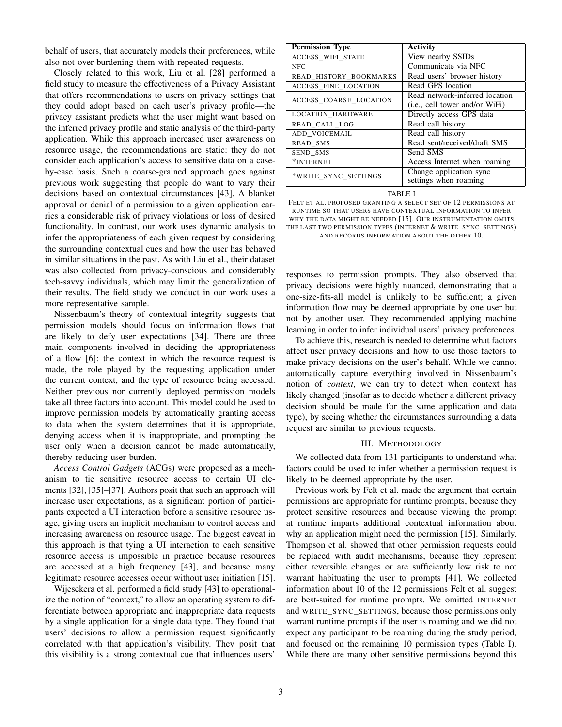behalf of users, that accurately models their preferences, while also not over-burdening them with repeated requests.

Closely related to this work, Liu et al. [28] performed a field study to measure the effectiveness of a Privacy Assistant that offers recommendations to users on privacy settings that they could adopt based on each user's privacy profile—the privacy assistant predicts what the user might want based on the inferred privacy profile and static analysis of the third-party application. While this approach increased user awareness on resource usage, the recommendations are static: they do not consider each application's access to sensitive data on a case-by-case basis. Such a coarse-grained approach goes against previous work suggesting that people do want to vary their decisions based on contextual circumstances [43]. A blanket approval or denial of a permission to a given application carries a considerable risk of privacy violations or loss of desired functionality. In contrast, our work uses dynamic analysis to infer the appropriateness of each given request by considering the surrounding contextual cues and how the user has behaved in similar situations in the past. As with Liu et al., their dataset was also collected from privacy-conscious and considerably tech-savvy individuals, which may limit the generalization of their results. The field study we conduct in our work uses a more representative sample.

Nissenbaum's theory of contextual integrity suggests that permission models should focus on information flows that are likely to defy user expectations [34]. There are three main components involved in deciding the appropriateness of a flow [6]: the context in which the resource request is made, the role played by the requesting application under the current context, and the type of resource being accessed. Neither previous nor currently deployed permission models take all three factors into account. This model could be used to improve permission models by automatically granting access to data when the system determines that it is appropriate, denying access when it is inappropriate, and prompting the user only when a decision cannot be made automatically, thereby reducing user burden.

*Access Control Gadgets* (ACGs) were proposed as a mechanism to tie sensitive resource access to certain UI elements [32], [35]–[37]. Authors posit that such an approach will increase user expectations, as a significant portion of participants expected a UI interaction before a sensitive resource usage, giving users an implicit mechanism to control access and increasing awareness on resource usage. The biggest caveat in this approach is that tying a UI interaction to each sensitive resource access is impossible in practice because resources are accessed at a high frequency [43], and because many legitimate resource accesses occur without user initiation [15].

Wijesekera et al. performed a field study [43] to operationalize the notion of "context," to allow an operating system to differentiate between appropriate and inappropriate data requests by a single application for a single data type. They found that users' decisions to allow a permission request significantly correlated with that application's visibility. They posit that this visibility is a strong contextual cue that influences users' responses to permission prompts. They also observed that privacy decisions were highly nuanced, demonstrating that a one-size-fits-all model is unlikely to be sufficient; a given information flow may be deemed appropriate by one user but not by another user. They recommended applying machine learning in order to infer individual users' privacy preferences.

| Permission Type | Activity |
|---|---|
| ACCESS_WIFI_STATE | View nearby SSIDs |
| NFC | Communicate via NFC |
| READ_HISTORY_BOOKMARKS | Read users' browser history |
| ACCESS_FINE_LOCATION | Read GPS location |
| ACCESS_COARSE_LOCATION | Read network-inferred location (i.e., cell tower and/or WiFi) |
| LOCATION_HARDWARE | Directly access GPS data |
| READ_CALL_LOG | Read call history |
| ADD_VOICEMAIL | Read call history |
| READ_SMS | Read sent/received/draft SMS |
| SEND_SMS | Send SMS |
| *INTERNET | Access Internet when roaming |
| *WRITE_SYNC_SETTINGS | Change application sync settings when roaming |

TABLE I
FELT ET AL. PROPOSED GRANTING A SELECT SET OF 12 PERMISSIONS AT RUNTIME SO THAT USERS HAVE CONTEXTUAL INFORMATION TO INFER WHY THE DATA MIGHT BE NEEDED [15]. OUR INSTRUMENTATION OMITS THE LAST TWO PERMISSION TYPES (INTERNET & WRITE_SYNC_SETTINGS) AND RECORDS INFORMATION ABOUT THE OTHER 10.

To achieve this, research is needed to determine what factors affect user privacy decisions and how to use those factors to make privacy decisions on the user's behalf. While we cannot automatically capture everything involved in Nissenbaum's notion of *context*, we can try to detect when context has likely changed (insofar as to decide whether a different privacy decision should be made for the same application and data type), by seeing whether the circumstances surrounding a data request are similar to previous requests.

## III. Methodology

We collected data from 131 participants to understand what factors could be used to infer whether a permission request is likely to be deemed appropriate by the user.

Previous work by Felt et al. made the argument that certain permissions are appropriate for runtime prompts, because they protect sensitive resources and because viewing the prompt at runtime imparts additional contextual information about why an application might need the permission [15]. Similarly, Thompson et al. showed that other permission requests could be replaced with audit mechanisms, because they represent either reversible changes or are sufficiently low risk to not warrant habituating the user to prompts [41]. We collected information about 10 of the 12 permissions Felt et al. suggest are best-suited for runtime prompts. We omitted INTERNET and WRITE_SYNC_SETTINGS, because those permissions only warrant runtime prompts if the user is roaming and we did not expect any participant to be roaming during the study period, and focused on the remaining 10 permission types (Table I). While there are many other sensitive permissions beyond this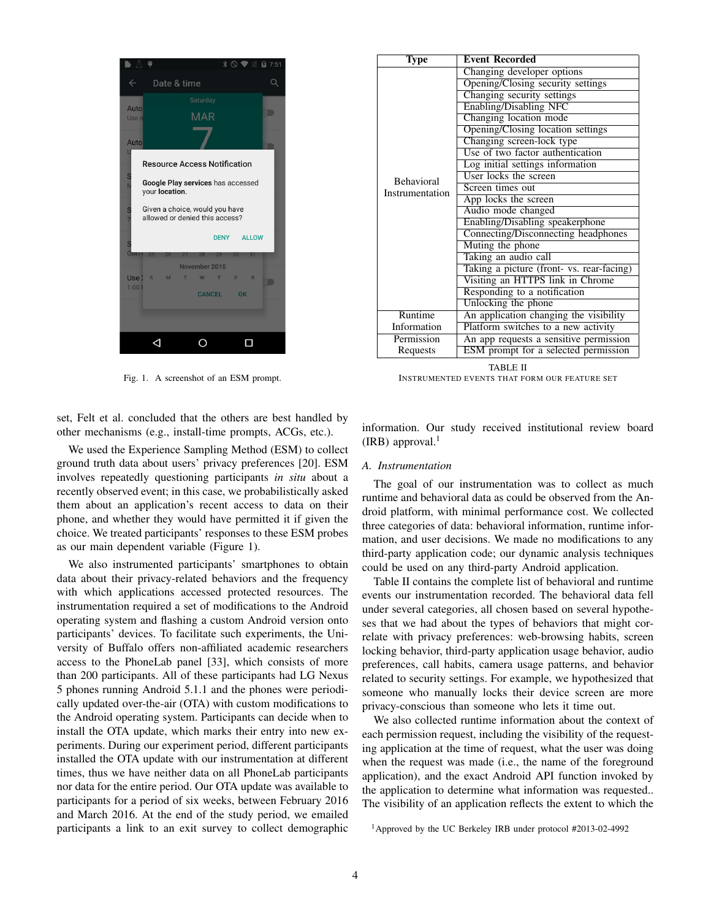Fig. 1. A screenshot of an ESM prompt.

| Type | Event Recorded |
|---|---|
| Behavioral Instrumentation | Changing developer options |
| | Opening/Closing security settings |
| | Changing security settings |
| | Enabling/Disabling NFC |
| | Changing location mode |
| | Opening/Closing location settings |
| | Changing screen-lock type |
| | Use of two factor authentication |
| | Log initial settings information |
| | User locks the screen |
| | Screen times out |
| | App locks the screen |
| | Audio mode changed |
| | Enabling/Disabling speakerphone |
| | Connecting/Disconnecting headphones |
| | Muting the phone |
| | Taking an audio call |
| | Taking a picture (front- vs. rear-facing) |
| | Visiting an HTTPS link in Chrome |
| | Responding to a notification |
| | Unlocking the phone |
| Runtime Information | An application changing the visibility |
| | Platform switches to a new activity |
| Permission Requests | An app requests a sensitive permission |
| | ESM prompt for a selected permission |

TABLE II
INSTRUMENTED EVENTS THAT FORM OUR FEATURE SET

set, Felt et al. concluded that the others are best handled by other mechanisms (e.g., install-time prompts, ACGs, etc.).

We used the Experience Sampling Method (ESM) to collect ground truth data about users' privacy preferences [20]. ESM involves repeatedly questioning participants *in situ* about a recently observed event; in this case, we probabilistically asked them about an application's recent access to data on their phone, and whether they would have permitted it if given the choice. We treated participants' responses to these ESM probes as our main dependent variable (Figure 1).

We also instrumented participants' smartphones to obtain data about their privacy-related behaviors and the frequency with which applications accessed protected resources. The instrumentation required a set of modifications to the Android operating system and flashing a custom Android version onto participants' devices. To facilitate such experiments, the University of Buffalo offers non-affiliated academic researchers access to the PhoneLab panel [33], which consists of more than 200 participants. All of these participants had LG Nexus 5 phones running Android 5.1.1 and the phones were periodically updated over-the-air (OTA) with custom modifications to the Android operating system. Participants can decide when to install the OTA update, which marks their entry into new experiments. During our experiment period, different participants installed the OTA update with our instrumentation at different times, thus we have neither data on all PhoneLab participants nor data for the entire period. Our OTA update was available to participants for a period of six weeks, between February 2016 and March 2016. At the end of the study period, we emailed participants a link to an exit survey to collect demographic information. Our study received institutional review board (IRB) approval.[1]

### A. Instrumentation

The goal of our instrumentation was to collect as much runtime and behavioral data as could be observed from the Android platform, with minimal performance cost. We collected three categories of data: behavioral information, runtime information, and user decisions. We made no modifications to any third-party application code; our dynamic analysis techniques could be used on any third-party Android application.

Table II contains the complete list of behavioral and runtime events our instrumentation recorded. The behavioral data fell under several categories, all chosen based on several hypotheses that we had about the types of behaviors that might correlate with privacy preferences: web-browsing habits, screen locking behavior, third-party application usage behavior, audio preferences, call habits, camera usage patterns, and behavior related to security settings. For example, we hypothesized that someone who manually locks their device screen are more privacy-conscious than someone who lets it time out.

We also collected runtime information about the context of each permission request, including the visibility of the requesting application at the time of request, what the user was doing when the request was made (i.e., the name of the foreground application), and the exact Android API function invoked by the application to determine what information was requested.. The visibility of an application reflects the extent to which the

[1] Approved by the UC Berkeley IRB under protocol #2013-02-4992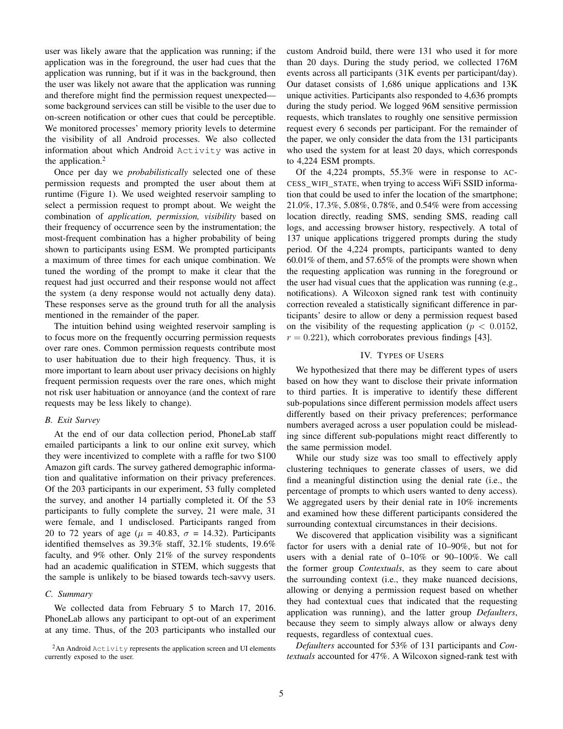user was likely aware that the application was running; if the application was in the foreground, the user had cues that the application was running, but if it was in the background, then the user was likely not aware that the application was running and therefore might find the permission request unexpected—some background services can still be visible to the user due to on-screen notification or other cues that could be perceptible. We monitored processes' memory priority levels to determine the visibility of all Android processes. We also collected information about which Android `Activity` was active in the application.[2]

Once per day we *probabilistically* selected one of these permission requests and prompted the user about them at runtime (Figure 1). We used weighted reservoir sampling to select a permission request to prompt about. We weight the combination of *application, permission, visibility* based on their frequency of occurrence seen by the instrumentation; the most-frequent combination has a higher probability of being shown to participants using ESM. We prompted participants a maximum of three times for each unique combination. We tuned the wording of the prompt to make it clear that the request had just occurred and their response would not affect the system (a deny response would not actually deny data). These responses serve as the ground truth for all the analysis mentioned in the remainder of the paper.

The intuition behind using weighted reservoir sampling is to focus more on the frequently occurring permission requests over rare ones. Common permission requests contribute most to user habituation due to their high frequency. Thus, it is more important to learn about user privacy decisions on highly frequent permission requests over the rare ones, which might not risk user habituation or annoyance (and the context of rare requests may be less likely to change).

### B. Exit Survey

At the end of our data collection period, PhoneLab staff emailed participants a link to our online exit survey, which they were incentivized to complete with a raffle for two $100 Amazon gift cards. The survey gathered demographic information and qualitative information on their privacy preferences. Of the 203 participants in our experiment, 53 fully completed the survey, and another 14 partially completed it. Of the 53 participants to fully complete the survey, 21 were male, 31 were female, and 1 undisclosed. Participants ranged from 20 to 72 years of age ($\mu$ = 40.83, $\sigma$ = 14.32). Participants identified themselves as 39.3% staff, 32.1% students, 19.6% faculty, and 9% other. Only 21% of the survey respondents had an academic qualification in STEM, which suggests that the sample is unlikely to be biased towards tech-savvy users.

### C. Summary

We collected data from February 5 to March 17, 2016. PhoneLab allows any participant to opt-out of an experiment at any time. Thus, of the 203 participants who installed our custom Android build, there were 131 who used it for more than 20 days. During the study period, we collected 176M events across all participants (31K events per participant/day). Our dataset consists of 1,686 unique applications and 13K unique activities. Participants also responded to 4,636 prompts during the study period. We logged 96M sensitive permission requests, which translates to roughly one sensitive permission request every 6 seconds per participant. For the remainder of the paper, we only consider the data from the 131 participants who used the system for at least 20 days, which corresponds to 4,224 ESM prompts.

Of the 4,224 prompts, 55.3% were in response to ACCESS_WIFI_STATE, when trying to access WiFi SSID information that could be used to infer the location of the smartphone; 21.0%, 17.3%, 5.08%, 0.78%, and 0.54% were from accessing location directly, reading SMS, sending SMS, reading call logs, and accessing browser history, respectively. A total of 137 unique applications triggered prompts during the study period. Of the 4,224 prompts, participants wanted to deny 60.01% of them, and 57.65% of the prompts were shown when the requesting application was running in the foreground or the user had visual cues that the application was running (e.g., notifications). A Wilcoxon signed rank test with continuity correction revealed a statistically significant difference in participants' desire to allow or deny a permission request based on the visibility of the requesting application ($p < 0.0152$, $r = 0.221$), which corroborates previous findings [43].

## IV. Types of Users

We hypothesized that there may be different types of users based on how they want to disclose their private information to third parties. It is imperative to identify these different sub-populations since different permission models affect users differently based on their privacy preferences; performance numbers averaged across a user population could be misleading since different sub-populations might react differently to the same permission model.

While our study size was too small to effectively apply clustering techniques to generate classes of users, we did find a meaningful distinction using the denial rate (i.e., the percentage of prompts to which users wanted to deny access). We aggregated users by their denial rate in 10% increments and examined how these different participants considered the surrounding contextual circumstances in their decisions.

We discovered that application visibility was a significant factor for users with a denial rate of 10–90%, but not for users with a denial rate of 0–10% or 90–100%. We call the former group *Contextuals*, as they seem to care about the surrounding context (i.e., they make nuanced decisions, allowing or denying a permission request based on whether they had contextual cues that indicated that the requesting application was running), and the latter group *Defaulters*, because they seem to simply always allow or always deny requests, regardless of contextual cues.

*Defaulters* accounted for 53% of 131 participants and *Contextuals* accounted for 47%. A Wilcoxon signed-rank test with

[2] An Android `Activity` represents the application screen and UI elements currently exposed to the user.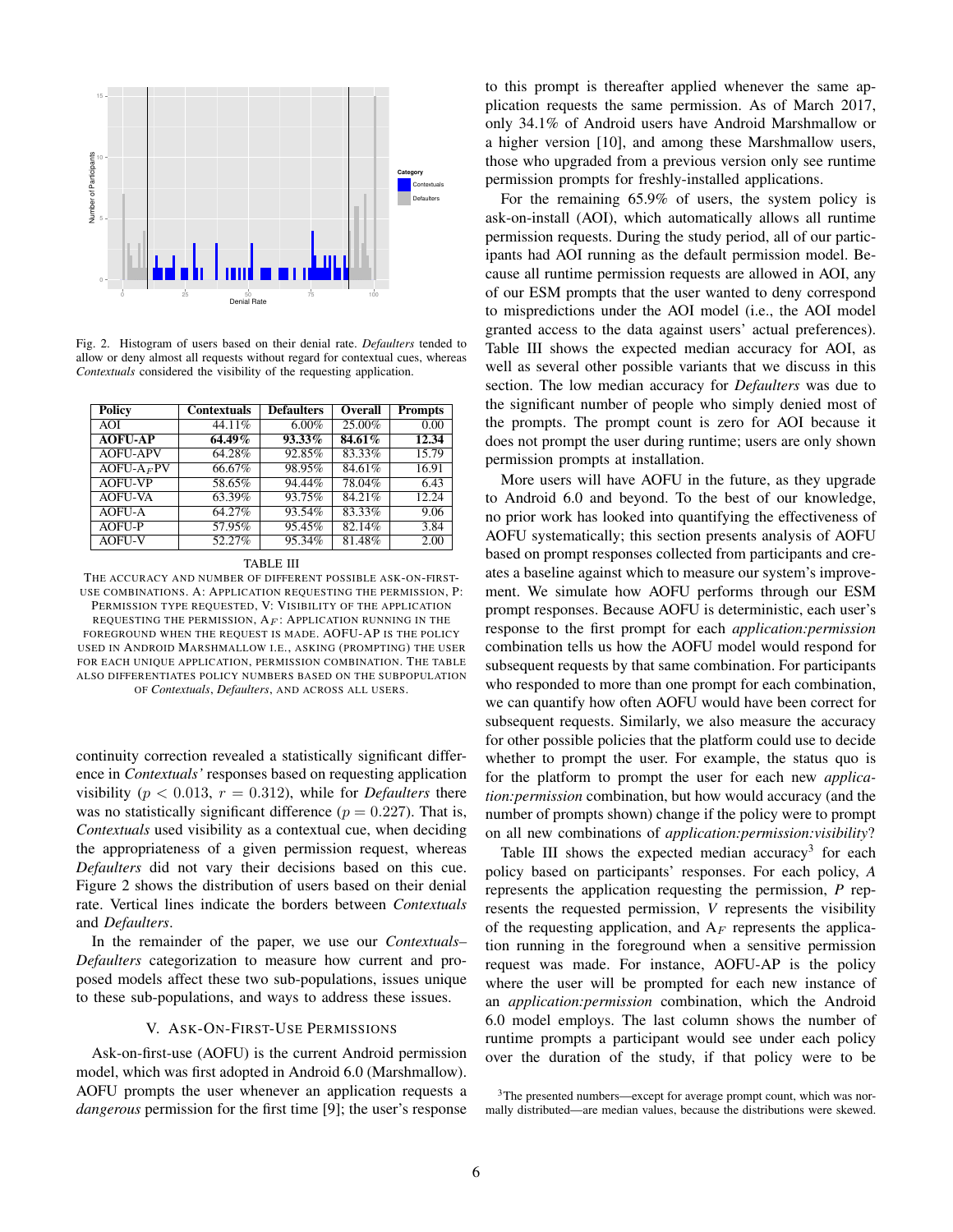Fig. 2. Histogram of users based on their denial rate. *Defaulters* tended to allow or deny almost all requests without regard for contextual cues, whereas *Contextuals* considered the visibility of the requesting application.

| Policy | Contextuals | Defaulters | Overall | Prompts |
|---|---|---|---|---|
| AOI | 44.11% | 6.00% | 25.00% | 0.00 |
| **AOFU-AP** | **64.49%** | **93.33%** | **84.61%** | **12.34** |
| AOFU-APV | 64.28% | 92.85% | 83.33% | 15.79 |
| AOFU-$A_F$PV | 66.67% | 98.95% | 84.61% | 16.91 |
| AOFU-VP | 58.65% | 94.44% | 78.04% | 6.43 |
| AOFU-VA | 63.39% | 93.75% | 84.21% | 12.24 |
| AOFU-A | 64.27% | 93.54% | 83.33% | 9.06 |
| AOFU-P | 57.95% | 95.45% | 82.14% | 3.84 |
| AOFU-V | 52.27% | 95.34% | 81.48% | 2.00 |

TABLE III

THE ACCURACY AND NUMBER OF DIFFERENT POSSIBLE ASK-ON-FIRST-USE COMBINATIONS. A: APPLICATION REQUESTING THE PERMISSION, P: PERMISSION TYPE REQUESTED, V: VISIBILITY OF THE APPLICATION REQUESTING THE PERMISSION, $A_F$: APPLICATION RUNNING IN THE FOREGROUND WHEN THE REQUEST IS MADE. AOFU-AP IS THE POLICY USED IN ANDROID MARSHMALLOW I.E., ASKING (PROMPTING) THE USER FOR EACH UNIQUE APPLICATION, PERMISSION COMBINATION. THE TABLE ALSO DIFFERENTIATES POLICY NUMBERS BASED ON THE SUBPOPULATION OF *Contextuals*, *Defaulters*, AND ACROSS ALL USERS.

continuity correction revealed a statistically significant difference in *Contextuals'* responses based on requesting application visibility ($p < 0.013$, $r = 0.312$), while for *Defaulters* there was no statistically significant difference ($p = 0.227$). That is, *Contextuals* used visibility as a contextual cue, when deciding the appropriateness of a given permission request, whereas *Defaulters* did not vary their decisions based on this cue. Figure 2 shows the distribution of users based on their denial rate. Vertical lines indicate the borders between *Contextuals* and *Defaulters*.

In the remainder of the paper, we use our *Contextuals–Defaulters* categorization to measure how current and proposed models affect these two sub-populations, issues unique to these sub-populations, and ways to address these issues.

## V. Ask-On-First-Use Permissions

Ask-on-first-use (AOFU) is the current Android permission model, which was first adopted in Android 6.0 (Marshmallow). AOFU prompts the user whenever an application requests a *dangerous* permission for the first time [9]; the user's response to this prompt is thereafter applied whenever the same application requests the same permission. As of March 2017, only 34.1% of Android users have Android Marshmallow or a higher version [10], and among these Marshmallow users, those who upgraded from a previous version only see runtime permission prompts for freshly-installed applications.

For the remaining 65.9% of users, the system policy is ask-on-install (AOI), which automatically allows all runtime permission requests. During the study period, all of our participants had AOI running as the default permission model. Because all runtime permission requests are allowed in AOI, any of our ESM prompts that the user wanted to deny correspond to mispredictions under the AOI model (i.e., the AOI model granted access to the data against users' actual preferences). Table III shows the expected median accuracy for AOI, as well as several other possible variants that we discuss in this section. The low median accuracy for *Defaulters* was due to the significant number of people who simply denied most of the prompts. The prompt count is zero for AOI because it does not prompt the user during runtime; users are only shown permission prompts at installation.

More users will have AOFU in the future, as they upgrade to Android 6.0 and beyond. To the best of our knowledge, no prior work has looked into quantifying the effectiveness of AOFU systematically; this section presents analysis of AOFU based on prompt responses collected from participants and creates a baseline against which to measure our system's improvement. We simulate how AOFU performs through our ESM prompt responses. Because AOFU is deterministic, each user's response to the first prompt for each *application:permission* combination tells us how the AOFU model would respond for subsequent requests by that same combination. For participants who responded to more than one prompt for each combination, we can quantify how often AOFU would have been correct for subsequent requests. Similarly, we also measure the accuracy for other possible policies that the platform could use to decide whether to prompt the user. For example, the status quo is for the platform to prompt the user for each new *application:permission* combination, but how would accuracy (and the number of prompts shown) change if the policy were to prompt on all new combinations of *application:permission:visibility*?

Table III shows the expected median accuracy[3] for each policy based on participants' responses. For each policy, *A* represents the application requesting the permission, *P* represents the requested permission, *V* represents the visibility of the requesting application, and $A_F$ represents the application running in the foreground when a sensitive permission request was made. For instance, AOFU-AP is the policy where the user will be prompted for each new instance of an *application:permission* combination, which the Android 6.0 model employs. The last column shows the number of runtime prompts a participant would see under each policy over the duration of the study, if that policy were to be

[3]The presented numbers—except for average prompt count, which was normally distributed—are median values, because the distributions were skewed.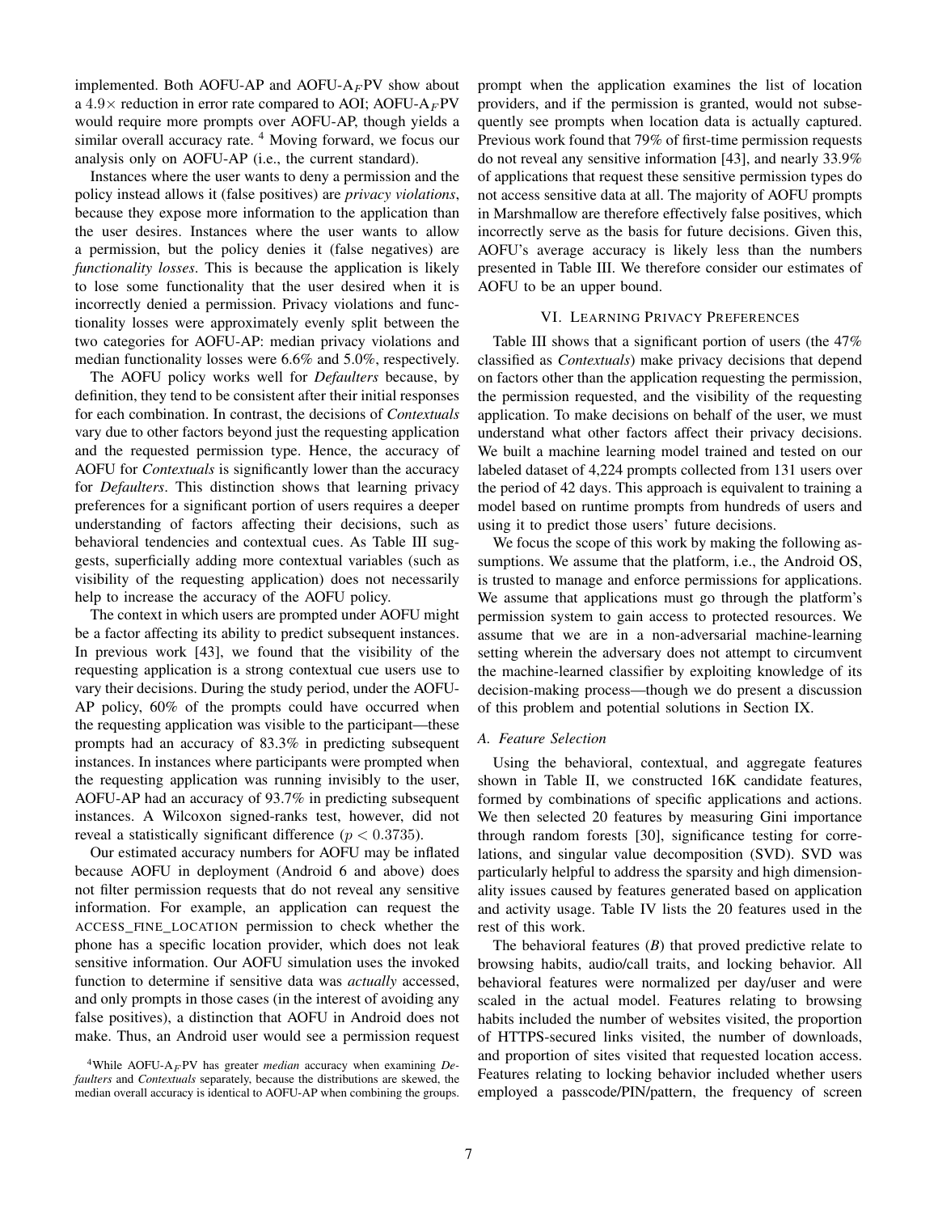implemented. Both AOFU-AP and AOFU-$A_F$PV show about a $4.9\times$ reduction in error rate compared to AOI; AOFU-$A_F$PV would require more prompts over AOFU-AP, though yields a similar overall accuracy rate. [4] Moving forward, we focus our analysis only on AOFU-AP (i.e., the current standard).

Instances where the user wants to deny a permission and the policy instead allows it (false positives) are *privacy violations*, because they expose more information to the application than the user desires. Instances where the user wants to allow a permission, but the policy denies it (false negatives) are *functionality losses*. This is because the application is likely to lose some functionality that the user desired when it is incorrectly denied a permission. Privacy violations and functionality losses were approximately evenly split between the two categories for AOFU-AP: median privacy violations and median functionality losses were 6.6% and 5.0%, respectively.

The AOFU policy works well for *Defaulters* because, by definition, they tend to be consistent after their initial responses for each combination. In contrast, the decisions of *Contextuals* vary due to other factors beyond just the requesting application and the requested permission type. Hence, the accuracy of AOFU for *Contextuals* is significantly lower than the accuracy for *Defaulters*. This distinction shows that learning privacy preferences for a significant portion of users requires a deeper understanding of factors affecting their decisions, such as behavioral tendencies and contextual cues. As Table III suggests, superficially adding more contextual variables (such as visibility of the requesting application) does not necessarily help to increase the accuracy of the AOFU policy.

The context in which users are prompted under AOFU might be a factor affecting its ability to predict subsequent instances. In previous work [43], we found that the visibility of the requesting application is a strong contextual cue users use to vary their decisions. During the study period, under the AOFU-AP policy, 60% of the prompts could have occurred when the requesting application was visible to the participant—these prompts had an accuracy of 83.3% in predicting subsequent instances. In instances where participants were prompted when the requesting application was running invisibly to the user, AOFU-AP had an accuracy of 93.7% in predicting subsequent instances. A Wilcoxon signed-ranks test, however, did not reveal a statistically significant difference ($p < 0.3735$).

Our estimated accuracy numbers for AOFU may be inflated because AOFU in deployment (Android 6 and above) does not filter permission requests that do not reveal any sensitive information. For example, an application can request the ACCESS_FINE_LOCATION permission to check whether the phone has a specific location provider, which does not leak sensitive information. Our AOFU simulation uses the invoked function to determine if sensitive data was *actually* accessed, and only prompts in those cases (in the interest of avoiding any false positives), a distinction that AOFU in Android does not make. Thus, an Android user would see a permission request prompt when the application examines the list of location providers, and if the permission is granted, would not subsequently see prompts when location data is actually captured. Previous work found that 79% of first-time permission requests do not reveal any sensitive information [43], and nearly 33.9% of applications that request these sensitive permission types do not access sensitive data at all. The majority of AOFU prompts in Marshmallow are therefore effectively false positives, which incorrectly serve as the basis for future decisions. Given this, AOFU's average accuracy is likely less than the numbers presented in Table III. We therefore consider our estimates of AOFU to be an upper bound.

[4] While AOFU-$A_F$PV has greater *median* accuracy when examining *Defaulters* and *Contextuals* separately, because the distributions are skewed, the median overall accuracy is identical to AOFU-AP when combining the groups.

## VI. Learning Privacy Preferences

Table III shows that a significant portion of users (the 47% classified as *Contextuals*) make privacy decisions that depend on factors other than the application requesting the permission, the permission requested, and the visibility of the requesting application. To make decisions on behalf of the user, we must understand what other factors affect their privacy decisions. We built a machine learning model trained and tested on our labeled dataset of 4,224 prompts collected from 131 users over the period of 42 days. This approach is equivalent to training a model based on runtime prompts from hundreds of users and using it to predict those users' future decisions.

We focus the scope of this work by making the following assumptions. We assume that the platform, i.e., the Android OS, is trusted to manage and enforce permissions for applications. We assume that applications must go through the platform's permission system to gain access to protected resources. We assume that we are in a non-adversarial machine-learning setting wherein the adversary does not attempt to circumvent the machine-learned classifier by exploiting knowledge of its decision-making process—though we do present a discussion of this problem and potential solutions in Section IX.

### A. Feature Selection

Using the behavioral, contextual, and aggregate features shown in Table II, we constructed 16K candidate features, formed by combinations of specific applications and actions. We then selected 20 features by measuring Gini importance through random forests [30], significance testing for correlations, and singular value decomposition (SVD). SVD was particularly helpful to address the sparsity and high dimensionality issues caused by features generated based on application and activity usage. Table IV lists the 20 features used in the rest of this work.

The behavioral features (*B*) that proved predictive relate to browsing habits, audio/call traits, and locking behavior. All behavioral features were normalized per day/user and were scaled in the actual model. Features relating to browsing habits included the number of websites visited, the proportion of HTTPS-secured links visited, the number of downloads, and proportion of sites visited that requested location access. Features relating to locking behavior included whether users employed a passcode/PIN/pattern, the frequency of screen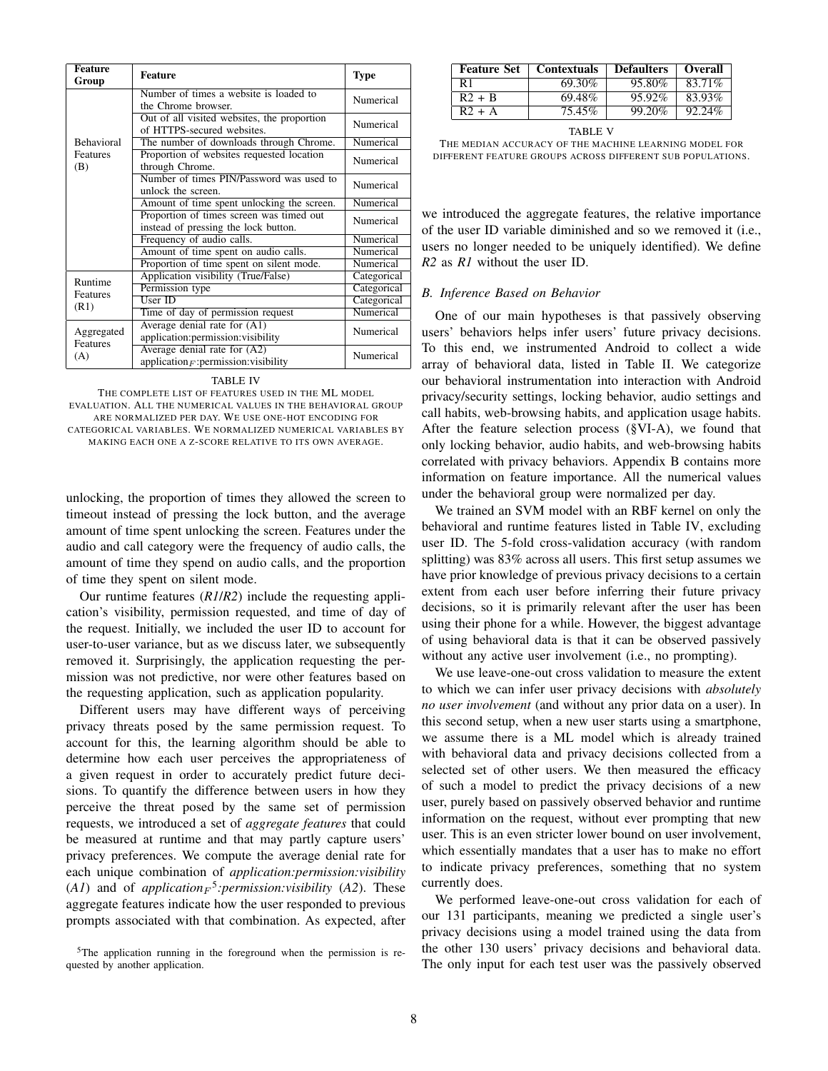| Feature Group | Feature | Type |
|---|---|---|
| Behavioral Features (B) | Number of times a website is loaded to the Chrome browser. | Numerical |
| | Out of all visited websites, the proportion of HTTPS-secured websites. | Numerical |
| | The number of downloads through Chrome. | Numerical |
| | Proportion of websites requested location through Chrome. | Numerical |
| | Number of times PIN/Password was used to unlock the screen. | Numerical |
| | Amount of time spent unlocking the screen. | Numerical |
| | Proportion of times screen was timed out instead of pressing the lock button. | Numerical |
| | Frequency of audio calls. | Numerical |
| | Amount of time spent on audio calls. | Numerical |
| | Proportion of time spent on silent mode. | Numerical |
| Runtime Features (R1) | Application visibility (True/False) | Categorical |
| | Permission type | Categorical |
| | User ID | Categorical |
| | Time of day of permission request | Numerical |
| Aggregated Features (A) | Average denial rate for (A1) application:permission:visibility | Numerical |
| | Average denial rate for (A2) $application_F$:permission:visibility | Numerical |

TABLE IV
THE COMPLETE LIST OF FEATURES USED IN THE ML MODEL EVALUATION. ALL THE NUMERICAL VALUES IN THE BEHAVIORAL GROUP ARE NORMALIZED PER DAY. WE USE ONE-HOT ENCODING FOR CATEGORICAL VARIABLES. WE NORMALIZED NUMERICAL VARIABLES BY MAKING EACH ONE A Z-SCORE RELATIVE TO ITS OWN AVERAGE.

unlocking, the proportion of times they allowed the screen to timeout instead of pressing the lock button, and the average amount of time spent unlocking the screen. Features under the audio and call category were the frequency of audio calls, the amount of time they spend on audio calls, and the proportion of time they spent on silent mode.

Our runtime features (*R1*/*R2*) include the requesting application's visibility, permission requested, and time of day of the request. Initially, we included the user ID to account for user-to-user variance, but as we discuss later, we subsequently removed it. Surprisingly, the application requesting the permission was not predictive, nor were other features based on the requesting application, such as application popularity.

Different users may have different ways of perceiving privacy threats posed by the same permission request. To account for this, the learning algorithm should be able to determine how each user perceives the appropriateness of a given request in order to accurately predict future decisions. To quantify the difference between users in how they perceive the threat posed by the same set of permission requests, we introduced a set of *aggregate features* that could be measured at runtime and that may partly capture users' privacy preferences. We compute the average denial rate for each unique combination of *application:permission:visibility* (*A1*) and of *application*$_F$[5]*:permission:visibility* (*A2*). These aggregate features indicate how the user responded to previous prompts associated with that combination. As expected, after

[5]The application running in the foreground when the permission is requested by another application.

| Feature Set | Contextuals | Defaulters | Overall |
|---|---|---|---|
| R1 | 69.30% | 95.80% | 83.71% |
| R2 + B | 69.48% | 95.92% | 83.93% |
| R2 + A | 75.45% | 99.20% | 92.24% |

TABLE V
THE MEDIAN ACCURACY OF THE MACHINE LEARNING MODEL FOR DIFFERENT FEATURE GROUPS ACROSS DIFFERENT SUB POPULATIONS.

we introduced the aggregate features, the relative importance of the user ID variable diminished and so we removed it (i.e., users no longer needed to be uniquely identified). We define *R2* as *R1* without the user ID.

### B. Inference Based on Behavior

One of our main hypotheses is that passively observing users' behaviors helps infer users' future privacy decisions. To this end, we instrumented Android to collect a wide array of behavioral data, listed in Table II. We categorize our behavioral instrumentation into interaction with Android privacy/security settings, locking behavior, audio settings and call habits, web-browsing habits, and application usage habits. After the feature selection process (§VI-A), we found that only locking behavior, audio habits, and web-browsing habits correlated with privacy behaviors. Appendix B contains more information on feature importance. All the numerical values under the behavioral group were normalized per day.

We trained an SVM model with an RBF kernel on only the behavioral and runtime features listed in Table IV, excluding user ID. The 5-fold cross-validation accuracy (with random splitting) was 83% across all users. This first setup assumes we have prior knowledge of previous privacy decisions to a certain extent from each user before inferring their future privacy decisions, so it is primarily relevant after the user has been using their phone for a while. However, the biggest advantage of using behavioral data is that it can be observed passively without any active user involvement (i.e., no prompting).

We use leave-one-out cross validation to measure the extent to which we can infer user privacy decisions with *absolutely no user involvement* (and without any prior data on a user). In this second setup, when a new user starts using a smartphone, we assume there is a ML model which is already trained with behavioral data and privacy decisions collected from a selected set of other users. We then measured the efficacy of such a model to predict the privacy decisions of a new user, purely based on passively observed behavior and runtime information on the request, without ever prompting that new user. This is an even stricter lower bound on user involvement, which essentially mandates that a user has to make no effort to indicate privacy preferences, something that no system currently does.

We performed leave-one-out cross validation for each of our 131 participants, meaning we predicted a single user's privacy decisions using a model trained using the data from the other 130 users' privacy decisions and behavioral data. The only input for each test user was the passively observed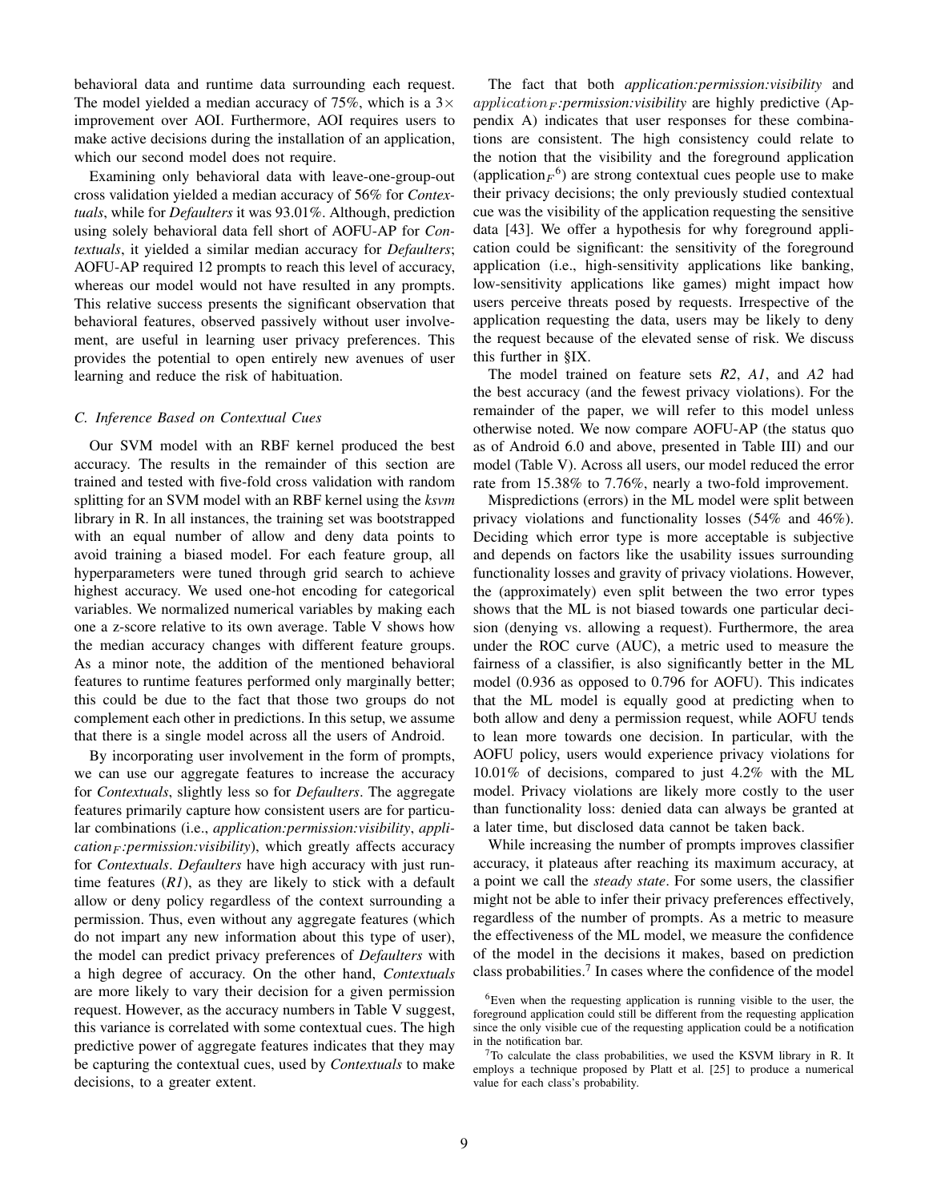behavioral data and runtime data surrounding each request. The model yielded a median accuracy of 75%, which is a 3× improvement over AOI. Furthermore, AOI requires users to make active decisions during the installation of an application, which our second model does not require.

Examining only behavioral data with leave-one-group-out cross validation yielded a median accuracy of 56% for *Contextuals*, while for *Defaulters* it was 93.01%. Although, prediction using solely behavioral data fell short of AOFU-AP for *Contextuals*, it yielded a similar median accuracy for *Defaulters*; AOFU-AP required 12 prompts to reach this level of accuracy, whereas our model would not have resulted in any prompts. This relative success presents the significant observation that behavioral features, observed passively without user involvement, are useful in learning user privacy preferences. This provides the potential to open entirely new avenues of user learning and reduce the risk of habituation.

### C. Inference Based on Contextual Cues

Our SVM model with an RBF kernel produced the best accuracy. The results in the remainder of this section are trained and tested with five-fold cross validation with random splitting for an SVM model with an RBF kernel using the *ksvm* library in R. In all instances, the training set was bootstrapped with an equal number of allow and deny data points to avoid training a biased model. For each feature group, all hyperparameters were tuned through grid search to achieve highest accuracy. We used one-hot encoding for categorical variables. We normalized numerical variables by making each one a z-score relative to its own average. Table V shows how the median accuracy changes with different feature groups. As a minor note, the addition of the mentioned behavioral features to runtime features performed only marginally better; this could be due to the fact that those two groups do not complement each other in predictions. In this setup, we assume that there is a single model across all the users of Android.

By incorporating user involvement in the form of prompts, we can use our aggregate features to increase the accuracy for *Contextuals*, slightly less so for *Defaulters*. The aggregate features primarily capture how consistent users are for particular combinations (i.e., *application:permission:visibility*, *application$_F$:permission:visibility*), which greatly affects accuracy for *Contextuals*. *Defaulters* have high accuracy with just runtime features (*R1*), as they are likely to stick with a default allow or deny policy regardless of the context surrounding a permission. Thus, even without any aggregate features (which do not impart any new information about this type of user), the model can predict privacy preferences of *Defaulters* with a high degree of accuracy. On the other hand, *Contextuals* are more likely to vary their decision for a given permission request. However, as the accuracy numbers in Table V suggest, this variance is correlated with some contextual cues. The high predictive power of aggregate features indicates that they may be capturing the contextual cues, used by *Contextuals* to make decisions, to a greater extent.

The fact that both *application:permission:visibility* and $application_F$*:permission:visibility* are highly predictive (Appendix A) indicates that user responses for these combinations are consistent. The high consistency could relate to the notion that the visibility and the foreground application (application$_F$[6]) are strong contextual cues people use to make their privacy decisions; the only previously studied contextual cue was the visibility of the application requesting the sensitive data [43]. We offer a hypothesis for why foreground application could be significant: the sensitivity of the foreground application (i.e., high-sensitivity applications like banking, low-sensitivity applications like games) might impact how users perceive threats posed by requests. Irrespective of the application requesting the data, users may be likely to deny the request because of the elevated sense of risk. We discuss this further in §IX.

The model trained on feature sets *R2*, *A1*, and *A2* had the best accuracy (and the fewest privacy violations). For the remainder of the paper, we will refer to this model unless otherwise noted. We now compare AOFU-AP (the status quo as of Android 6.0 and above, presented in Table III) and our model (Table V). Across all users, our model reduced the error rate from 15.38% to 7.76%, nearly a two-fold improvement.

Mispredictions (errors) in the ML model were split between privacy violations and functionality losses (54% and 46%). Deciding which error type is more acceptable is subjective and depends on factors like the usability issues surrounding functionality losses and gravity of privacy violations. However, the (approximately) even split between the two error types shows that the ML is not biased towards one particular decision (denying vs. allowing a request). Furthermore, the area under the ROC curve (AUC), a metric used to measure the fairness of a classifier, is also significantly better in the ML model (0.936 as opposed to 0.796 for AOFU). This indicates that the ML model is equally good at predicting when to both allow and deny a permission request, while AOFU tends to lean more towards one decision. In particular, with the AOFU policy, users would experience privacy violations for 10.01% of decisions, compared to just 4.2% with the ML model. Privacy violations are likely more costly to the user than functionality loss: denied data can always be granted at a later time, but disclosed data cannot be taken back.

While increasing the number of prompts improves classifier accuracy, it plateaus after reaching its maximum accuracy, at a point we call the *steady state*. For some users, the classifier might not be able to infer their privacy preferences effectively, regardless of the number of prompts. As a metric to measure the effectiveness of the ML model, we measure the confidence of the model in the decisions it makes, based on prediction class probabilities.[7] In cases where the confidence of the model

[6] Even when the requesting application is running visible to the user, the foreground application could still be different from the requesting application since the only visible cue of the requesting application could be a notification in the notification bar.

[7] To calculate the class probabilities, we used the KSVM library in R. It employs a technique proposed by Platt et al. [25] to produce a numerical value for each class's probability.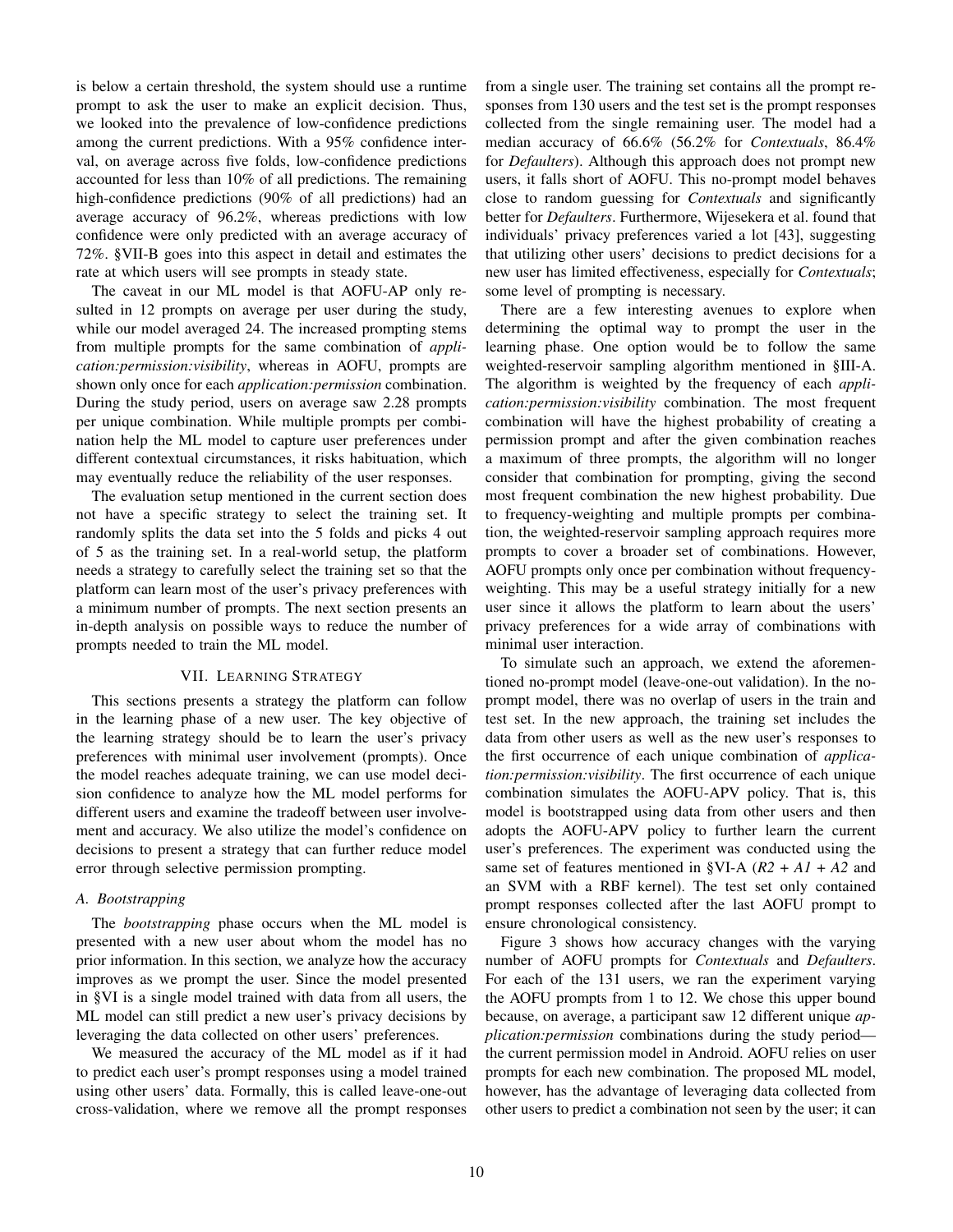is below a certain threshold, the system should use a runtime prompt to ask the user to make an explicit decision. Thus, we looked into the prevalence of low-confidence predictions among the current predictions. With a 95% confidence interval, on average across five folds, low-confidence predictions accounted for less than 10% of all predictions. The remaining high-confidence predictions (90% of all predictions) had an average accuracy of 96.2%, whereas predictions with low confidence were only predicted with an average accuracy of 72%. §VII-B goes into this aspect in detail and estimates the rate at which users will see prompts in steady state.

The caveat in our ML model is that AOFU-AP only resulted in 12 prompts on average per user during the study, while our model averaged 24. The increased prompting stems from multiple prompts for the same combination of *application:permission:visibility*, whereas in AOFU, prompts are shown only once for each *application:permission* combination. During the study period, users on average saw 2.28 prompts per unique combination. While multiple prompts per combination help the ML model to capture user preferences under different contextual circumstances, it risks habituation, which may eventually reduce the reliability of the user responses.

The evaluation setup mentioned in the current section does not have a specific strategy to select the training set. It randomly splits the data set into the 5 folds and picks 4 out of 5 as the training set. In a real-world setup, the platform needs a strategy to carefully select the training set so that the platform can learn most of the user's privacy preferences with a minimum number of prompts. The next section presents an in-depth analysis on possible ways to reduce the number of prompts needed to train the ML model.

## VII. Learning Strategy

This sections presents a strategy the platform can follow in the learning phase of a new user. The key objective of the learning strategy should be to learn the user's privacy preferences with minimal user involvement (prompts). Once the model reaches adequate training, we can use model decision confidence to analyze how the ML model performs for different users and examine the tradeoff between user involvement and accuracy. We also utilize the model's confidence on decisions to present a strategy that can further reduce model error through selective permission prompting.

### A. Bootstrapping

The *bootstrapping* phase occurs when the ML model is presented with a new user about whom the model has no prior information. In this section, we analyze how the accuracy improves as we prompt the user. Since the model presented in §VI is a single model trained with data from all users, the ML model can still predict a new user's privacy decisions by leveraging the data collected on other users' preferences.

We measured the accuracy of the ML model as if it had to predict each user's prompt responses using a model trained using other users' data. Formally, this is called leave-one-out cross-validation, where we remove all the prompt responses from a single user. The training set contains all the prompt responses from 130 users and the test set is the prompt responses collected from the single remaining user. The model had a median accuracy of 66.6% (56.2% for *Contextuals*, 86.4% for *Defaulters*). Although this approach does not prompt new users, it falls short of AOFU. This no-prompt model behaves close to random guessing for *Contextuals* and significantly better for *Defaulters*. Furthermore, Wijesekera et al. found that individuals' privacy preferences varied a lot [43], suggesting that utilizing other users' decisions to predict decisions for a new user has limited effectiveness, especially for *Contextuals*; some level of prompting is necessary.

There are a few interesting avenues to explore when determining the optimal way to prompt the user in the learning phase. One option would be to follow the same weighted-reservoir sampling algorithm mentioned in §III-A. The algorithm is weighted by the frequency of each *application:permission:visibility* combination. The most frequent combination will have the highest probability of creating a permission prompt and after the given combination reaches a maximum of three prompts, the algorithm will no longer consider that combination for prompting, giving the second most frequent combination the new highest probability. Due to frequency-weighting and multiple prompts per combination, the weighted-reservoir sampling approach requires more prompts to cover a broader set of combinations. However, AOFU prompts only once per combination without frequency-weighting. This may be a useful strategy initially for a new user since it allows the platform to learn about the users' privacy preferences for a wide array of combinations with minimal user interaction.

To simulate such an approach, we extend the aforementioned no-prompt model (leave-one-out validation). In the no-prompt model, there was no overlap of users in the train and test set. In the new approach, the training set includes the data from other users as well as the new user's responses to the first occurrence of each unique combination of *application:permission:visibility*. The first occurrence of each unique combination simulates the AOFU-APV policy. That is, this model is bootstrapped using data from other users and then adopts the AOFU-APV policy to further learn the current user's preferences. The experiment was conducted using the same set of features mentioned in §VI-A (*R2 + A1 + A2* and an SVM with a RBF kernel). The test set only contained prompt responses collected after the last AOFU prompt to ensure chronological consistency.

Figure 3 shows how accuracy changes with the varying number of AOFU prompts for *Contextuals* and *Defaulters*. For each of the 131 users, we ran the experiment varying the AOFU prompts from 1 to 12. We chose this upper bound because, on average, a participant saw 12 different unique *application:permission* combinations during the study period—the current permission model in Android. AOFU relies on user prompts for each new combination. The proposed ML model, however, has the advantage of leveraging data collected from other users to predict a combination not seen by the user; it can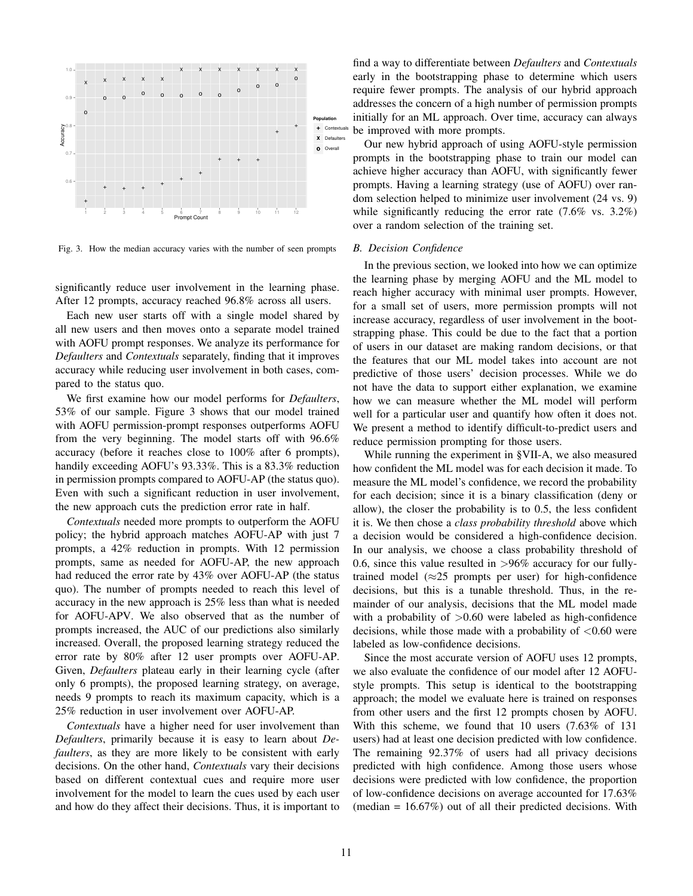1.0
0.9
0.8
0.7
0.6
Accuracy
1
2
3
4
5
6
7
8
9
10
11
12
Prompt Count
Population
+ Contextuals
x Defaulters
o Overall

Fig. 3. How the median accuracy varies with the number of seen prompts

significantly reduce user involvement in the learning phase. After 12 prompts, accuracy reached 96.8% across all users.

Each new user starts off with a single model shared by all new users and then moves onto a separate model trained with AOFU prompt responses. We analyze its performance for *Defaulters* and *Contextuals* separately, finding that it improves accuracy while reducing user involvement in both cases, compared to the status quo.

We first examine how our model performs for *Defaulters*, 53% of our sample. Figure 3 shows that our model trained with AOFU permission-prompt responses outperforms AOFU from the very beginning. The model starts off with 96.6% accuracy (before it reaches close to 100% after 6 prompts), handily exceeding AOFU's 93.33%. This is a 83.3% reduction in permission prompts compared to AOFU-AP (the status quo). Even with such a significant reduction in user involvement, the new approach cuts the prediction error rate in half.

*Contextuals* needed more prompts to outperform the AOFU policy; the hybrid approach matches AOFU-AP with just 7 prompts, a 42% reduction in prompts. With 12 permission prompts, same as needed for AOFU-AP, the new approach had reduced the error rate by 43% over AOFU-AP (the status quo). The number of prompts needed to reach this level of accuracy in the new approach is 25% less than what is needed for AOFU-APV. We also observed that as the number of prompts increased, the AUC of our predictions also similarly increased. Overall, the proposed learning strategy reduced the error rate by 80% after 12 user prompts over AOFU-AP. Given, *Defaulters* plateau early in their learning cycle (after only 6 prompts), the proposed learning strategy, on average, needs 9 prompts to reach its maximum capacity, which is a 25% reduction in user involvement over AOFU-AP.

*Contextuals* have a higher need for user involvement than *Defaulters*, primarily because it is easy to learn about *Defaulters*, as they are more likely to be consistent with early decisions. On the other hand, *Contextuals* vary their decisions based on different contextual cues and require more user involvement for the model to learn the cues used by each user and how do they affect their decisions. Thus, it is important to find a way to differentiate between *Defaulters* and *Contextuals* early in the bootstrapping phase to determine which users require fewer prompts. The analysis of our hybrid approach addresses the concern of a high number of permission prompts initially for an ML approach. Over time, accuracy can always be improved with more prompts.

Our new hybrid approach of using AOFU-style permission prompts in the bootstrapping phase to train our model can achieve higher accuracy than AOFU, with significantly fewer prompts. Having a learning strategy (use of AOFU) over random selection helped to minimize user involvement (24 vs. 9) while significantly reducing the error rate (7.6% vs. 3.2%) over a random selection of the training set.

### *B. Decision Confidence*

In the previous section, we looked into how we can optimize the learning phase by merging AOFU and the ML model to reach higher accuracy with minimal user prompts. However, for a small set of users, more permission prompts will not increase accuracy, regardless of user involvement in the bootstrapping phase. This could be due to the fact that a portion of users in our dataset are making random decisions, or that the features that our ML model takes into account are not predictive of those users' decision processes. While we do not have the data to support either explanation, we examine how we can measure whether the ML model will perform well for a particular user and quantify how often it does not. We present a method to identify difficult-to-predict users and reduce permission prompting for those users.

While running the experiment in §VII-A, we also measured how confident the ML model was for each decision it made. To measure the ML model's confidence, we record the probability for each decision; since it is a binary classification (deny or allow), the closer the probability is to 0.5, the less confident it is. We then chose a *class probability threshold* above which a decision would be considered a high-confidence decision. In our analysis, we choose a class probability threshold of 0.6, since this value resulted in >96% accuracy for our fully-trained model (≈25 prompts per user) for high-confidence decisions, but this is a tunable threshold. Thus, in the remainder of our analysis, decisions that the ML model made with a probability of >0.60 were labeled as high-confidence decisions, while those made with a probability of <0.60 were labeled as low-confidence decisions.

Since the most accurate version of AOFU uses 12 prompts, we also evaluate the confidence of our model after 12 AOFU-style prompts. This setup is identical to the bootstrapping approach; the model we evaluate here is trained on responses from other users and the first 12 prompts chosen by AOFU. With this scheme, we found that 10 users (7.63% of 131 users) had at least one decision predicted with low confidence. The remaining 92.37% of users had all privacy decisions predicted with high confidence. Among those users whose decisions were predicted with low confidence, the proportion of low-confidence decisions on average accounted for 17.63% (median = 16.67%) out of all their predicted decisions. With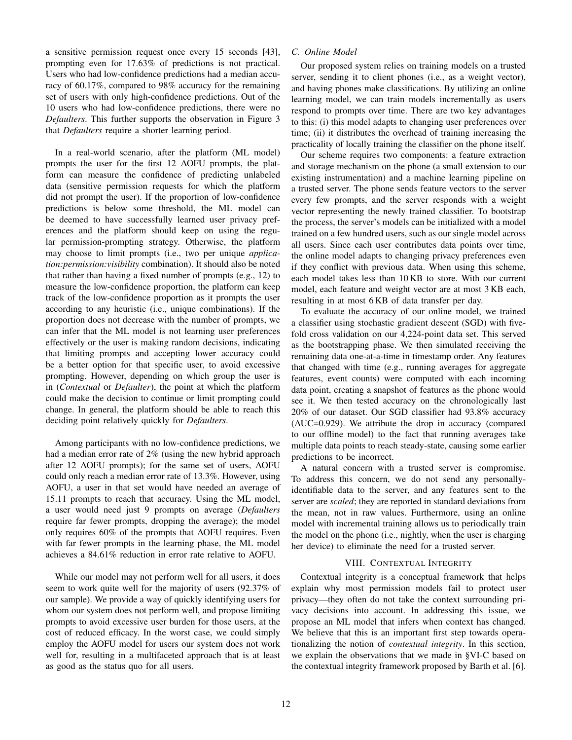a sensitive permission request once every 15 seconds [43], prompting even for 17.63% of predictions is not practical. Users who had low-confidence predictions had a median accuracy of 60.17%, compared to 98% accuracy for the remaining set of users with only high-confidence predictions. Out of the 10 users who had low-confidence predictions, there were no *Defaulters*. This further supports the observation in Figure 3 that *Defaulters* require a shorter learning period.

In a real-world scenario, after the platform (ML model) prompts the user for the first 12 AOFU prompts, the platform can measure the confidence of predicting unlabeled data (sensitive permission requests for which the platform did not prompt the user). If the proportion of low-confidence predictions is below some threshold, the ML model can be deemed to have successfully learned user privacy preferences and the platform should keep on using the regular permission-prompting strategy. Otherwise, the platform may choose to limit prompts (i.e., two per unique *application:permission:visibility* combination). It should also be noted that rather than having a fixed number of prompts (e.g., 12) to measure the low-confidence proportion, the platform can keep track of the low-confidence proportion as it prompts the user according to any heuristic (i.e., unique combinations). If the proportion does not decrease with the number of prompts, we can infer that the ML model is not learning user preferences effectively or the user is making random decisions, indicating that limiting prompts and accepting lower accuracy could be a better option for that specific user, to avoid excessive prompting. However, depending on which group the user is in (*Contextual* or *Defaulter*), the point at which the platform could make the decision to continue or limit prompting could change. In general, the platform should be able to reach this deciding point relatively quickly for *Defaulters*.

Among participants with no low-confidence predictions, we had a median error rate of 2% (using the new hybrid approach after 12 AOFU prompts); for the same set of users, AOFU could only reach a median error rate of 13.3%. However, using AOFU, a user in that set would have needed an average of 15.11 prompts to reach that accuracy. Using the ML model, a user would need just 9 prompts on average (*Defaulters* require far fewer prompts, dropping the average); the model only requires 60% of the prompts that AOFU requires. Even with far fewer prompts in the learning phase, the ML model achieves a 84.61% reduction in error rate relative to AOFU.

While our model may not perform well for all users, it does seem to work quite well for the majority of users (92.37% of our sample). We provide a way of quickly identifying users for whom our system does not perform well, and propose limiting prompts to avoid excessive user burden for those users, at the cost of reduced efficacy. In the worst case, we could simply employ the AOFU model for users our system does not work well for, resulting in a multifaceted approach that is at least as good as the status quo for all users.

### C. Online Model

Our proposed system relies on training models on a trusted server, sending it to client phones (i.e., as a weight vector), and having phones make classifications. By utilizing an online learning model, we can train models incrementally as users respond to prompts over time. There are two key advantages to this: (i) this model adapts to changing user preferences over time; (ii) it distributes the overhead of training increasing the practicality of locally training the classifier on the phone itself.

Our scheme requires two components: a feature extraction and storage mechanism on the phone (a small extension to our existing instrumentation) and a machine learning pipeline on a trusted server. The phone sends feature vectors to the server every few prompts, and the server responds with a weight vector representing the newly trained classifier. To bootstrap the process, the server's models can be initialized with a model trained on a few hundred users, such as our single model across all users. Since each user contributes data points over time, the online model adapts to changing privacy preferences even if they conflict with previous data. When using this scheme, each model takes less than 10 KB to store. With our current model, each feature and weight vector are at most 3 KB each, resulting in at most 6 KB of data transfer per day.

To evaluate the accuracy of our online model, we trained a classifier using stochastic gradient descent (SGD) with five-fold cross validation on our 4,224-point data set. This served as the bootstrapping phase. We then simulated receiving the remaining data one-at-a-time in timestamp order. Any features that changed with time (e.g., running averages for aggregate features, event counts) were computed with each incoming data point, creating a snapshot of features as the phone would see it. We then tested accuracy on the chronologically last 20% of our dataset. Our SGD classifier had 93.8% accuracy (AUC=0.929). We attribute the drop in accuracy (compared to our offline model) to the fact that running averages take multiple data points to reach steady-state, causing some earlier predictions to be incorrect.

A natural concern with a trusted server is compromise. To address this concern, we do not send any personally-identifiable data to the server, and any features sent to the server are *scaled*; they are reported in standard deviations from the mean, not in raw values. Furthermore, using an online model with incremental training allows us to periodically train the model on the phone (i.e., nightly, when the user is charging her device) to eliminate the need for a trusted server.

## VIII. Contextual Integrity

Contextual integrity is a conceptual framework that helps explain why most permission models fail to protect user privacy—they often do not take the context surrounding privacy decisions into account. In addressing this issue, we propose an ML model that infers when context has changed. We believe that this is an important first step towards operationalizing the notion of *contextual integrity*. In this section, we explain the observations that we made in §VI-C based on the contextual integrity framework proposed by Barth et al. [6].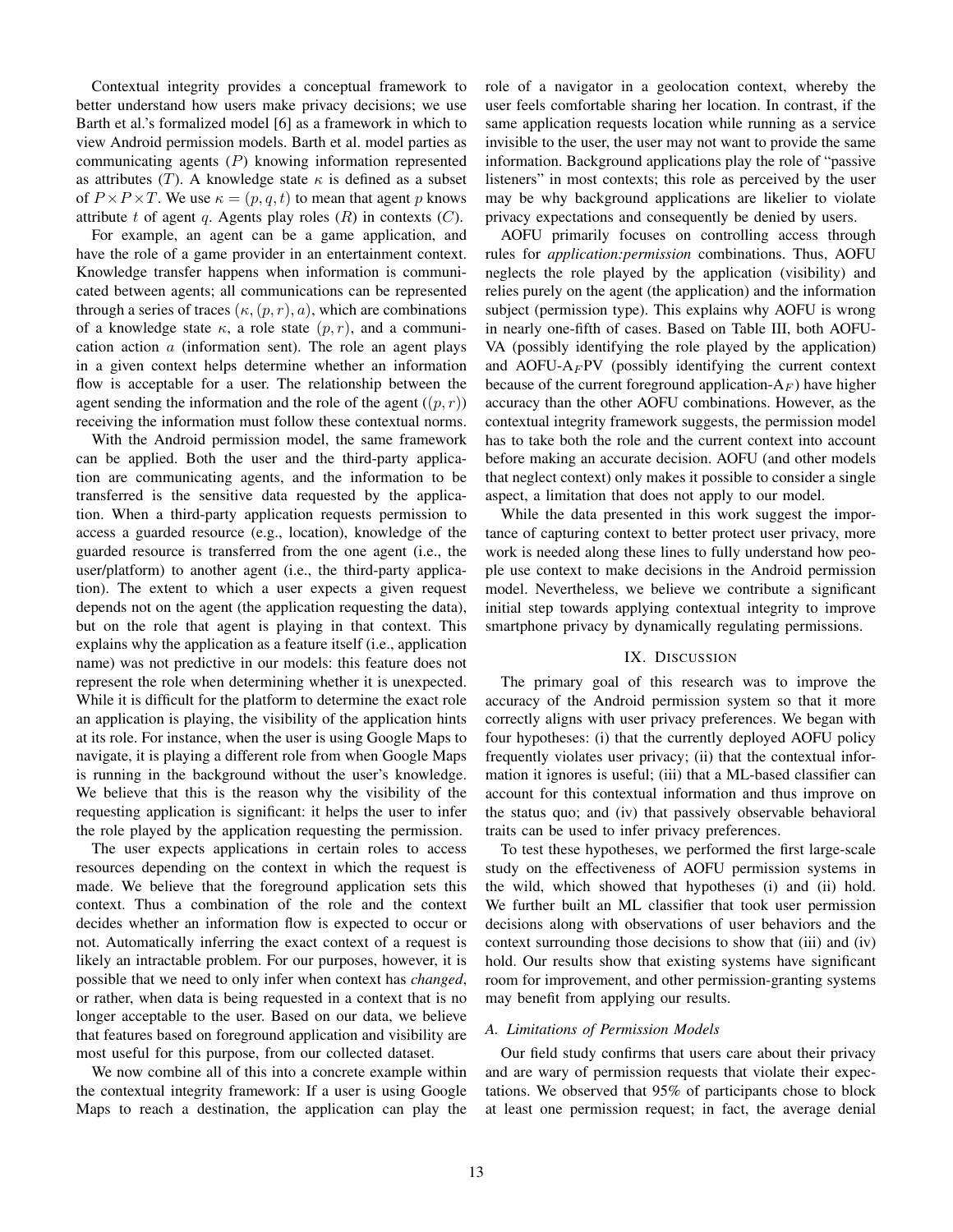Contextual integrity provides a conceptual framework to better understand how users make privacy decisions; we use Barth et al.'s formalized model [6] as a framework in which to view Android permission models. Barth et al. model parties as communicating agents ($P$) knowing information represented as attributes ($T$). A knowledge state $\kappa$ is defined as a subset of $P \times P \times T$. We use $\kappa = (p, q, t)$ to mean that agent $p$ knows attribute $t$ of agent $q$. Agents play roles ($R$) in contexts ($C$).

For example, an agent can be a game application, and have the role of a game provider in an entertainment context. Knowledge transfer happens when information is communicated between agents; all communications can be represented through a series of traces $(\kappa, (p, r), a)$, which are combinations of a knowledge state $\kappa$, a role state $(p, r)$, and a communication action $a$ (information sent). The role an agent plays in a given context helps determine whether an information flow is acceptable for a user. The relationship between the agent sending the information and the role of the agent $((p, r))$ receiving the information must follow these contextual norms.

With the Android permission model, the same framework can be applied. Both the user and the third-party application are communicating agents, and the information to be transferred is the sensitive data requested by the application. When a third-party application requests permission to access a guarded resource (e.g., location), knowledge of the guarded resource is transferred from the one agent (i.e., the user/platform) to another agent (i.e., the third-party application). The extent to which a user expects a given request depends not on the agent (the application requesting the data), but on the role that agent is playing in that context. This explains why the application as a feature itself (i.e., application name) was not predictive in our models: this feature does not represent the role when determining whether it is unexpected. While it is difficult for the platform to determine the exact role an application is playing, the visibility of the application hints at its role. For instance, when the user is using Google Maps to navigate, it is playing a different role from when Google Maps is running in the background without the user's knowledge. We believe that this is the reason why the visibility of the requesting application is significant: it helps the user to infer the role played by the application requesting the permission.

The user expects applications in certain roles to access resources depending on the context in which the request is made. We believe that the foreground application sets this context. Thus a combination of the role and the context decides whether an information flow is expected to occur or not. Automatically inferring the exact context of a request is likely an intractable problem. For our purposes, however, it is possible that we need to only infer when context has *changed*, or rather, when data is being requested in a context that is no longer acceptable to the user. Based on our data, we believe that features based on foreground application and visibility are most useful for this purpose, from our collected dataset.

We now combine all of this into a concrete example within the contextual integrity framework: If a user is using Google Maps to reach a destination, the application can play the role of a navigator in a geolocation context, whereby the user feels comfortable sharing her location. In contrast, if the same application requests location while running as a service invisible to the user, the user may not want to provide the same information. Background applications play the role of "passive listeners" in most contexts; this role as perceived by the user may be why background applications are likelier to violate privacy expectations and consequently be denied by users.

AOFU primarily focuses on controlling access through rules for *application:permission* combinations. Thus, AOFU neglects the role played by the application (visibility) and relies purely on the agent (the application) and the information subject (permission type). This explains why AOFU is wrong in nearly one-fifth of cases. Based on Table III, both AOFU-VA (possibly identifying the role played by the application) and AOFU-$A_F$PV (possibly identifying the current context because of the current foreground application-$A_F$) have higher accuracy than the other AOFU combinations. However, as the contextual integrity framework suggests, the permission model has to take both the role and the current context into account before making an accurate decision. AOFU (and other models that neglect context) only makes it possible to consider a single aspect, a limitation that does not apply to our model.

While the data presented in this work suggest the importance of capturing context to better protect user privacy, more work is needed along these lines to fully understand how people use context to make decisions in the Android permission model. Nevertheless, we believe we contribute a significant initial step towards applying contextual integrity to improve smartphone privacy by dynamically regulating permissions.

## IX. Discussion

The primary goal of this research was to improve the accuracy of the Android permission system so that it more correctly aligns with user privacy preferences. We began with four hypotheses: (i) that the currently deployed AOFU policy frequently violates user privacy; (ii) that the contextual information it ignores is useful; (iii) that a ML-based classifier can account for this contextual information and thus improve on the status quo; and (iv) that passively observable behavioral traits can be used to infer privacy preferences.

To test these hypotheses, we performed the first large-scale study on the effectiveness of AOFU permission systems in the wild, which showed that hypotheses (i) and (ii) hold. We further built an ML classifier that took user permission decisions along with observations of user behaviors and the context surrounding those decisions to show that (iii) and (iv) hold. Our results show that existing systems have significant room for improvement, and other permission-granting systems may benefit from applying our results.

### A. Limitations of Permission Models

Our field study confirms that users care about their privacy and are wary of permission requests that violate their expectations. We observed that 95% of participants chose to block at least one permission request; in fact, the average denial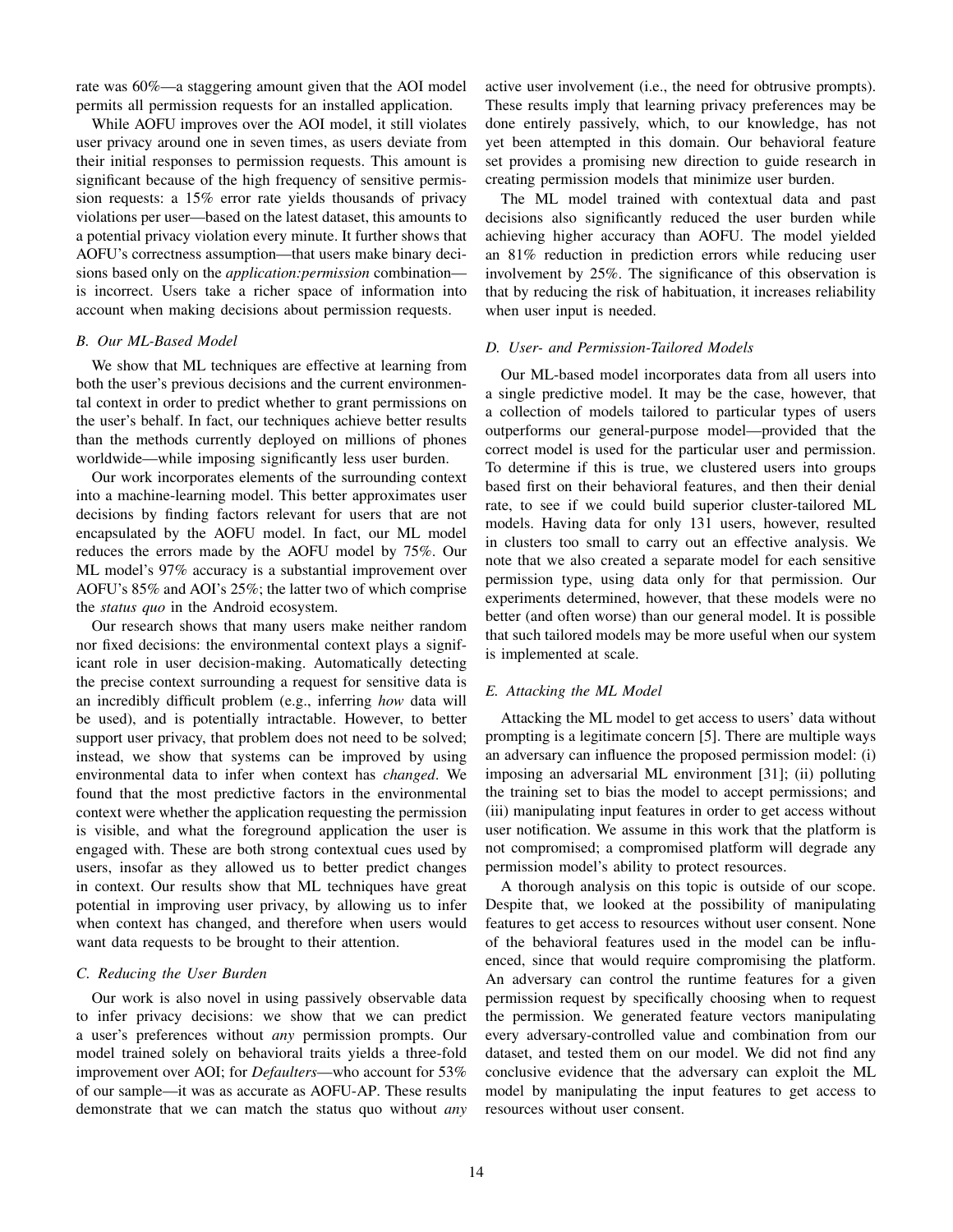rate was 60%—a staggering amount given that the AOI model permits all permission requests for an installed application.

While AOFU improves over the AOI model, it still violates user privacy around one in seven times, as users deviate from their initial responses to permission requests. This amount is significant because of the high frequency of sensitive permission requests: a 15% error rate yields thousands of privacy violations per user—based on the latest dataset, this amounts to a potential privacy violation every minute. It further shows that AOFU's correctness assumption—that users make binary decisions based only on the *application:permission* combination—is incorrect. Users take a richer space of information into account when making decisions about permission requests.

### B. Our ML-Based Model

We show that ML techniques are effective at learning from both the user's previous decisions and the current environmental context in order to predict whether to grant permissions on the user's behalf. In fact, our techniques achieve better results than the methods currently deployed on millions of phones worldwide—while imposing significantly less user burden.

Our work incorporates elements of the surrounding context into a machine-learning model. This better approximates user decisions by finding factors relevant for users that are not encapsulated by the AOFU model. In fact, our ML model reduces the errors made by the AOFU model by 75%. Our ML model's 97% accuracy is a substantial improvement over AOFU's 85% and AOI's 25%; the latter two of which comprise the *status quo* in the Android ecosystem.

Our research shows that many users make neither random nor fixed decisions: the environmental context plays a significant role in user decision-making. Automatically detecting the precise context surrounding a request for sensitive data is an incredibly difficult problem (e.g., inferring *how* data will be used), and is potentially intractable. However, to better support user privacy, that problem does not need to be solved; instead, we show that systems can be improved by using environmental data to infer when context has *changed*. We found that the most predictive factors in the environmental context were whether the application requesting the permission is visible, and what the foreground application the user is engaged with. These are both strong contextual cues used by users, insofar as they allowed us to better predict changes in context. Our results show that ML techniques have great potential in improving user privacy, by allowing us to infer when context has changed, and therefore when users would want data requests to be brought to their attention.

### C. Reducing the User Burden

Our work is also novel in using passively observable data to infer privacy decisions: we show that we can predict a user's preferences without *any* permission prompts. Our model trained solely on behavioral traits yields a three-fold improvement over AOI; for *Defaulters*—who account for 53% of our sample—it was as accurate as AOFU-AP. These results demonstrate that we can match the status quo without *any* active user involvement (i.e., the need for obtrusive prompts). These results imply that learning privacy preferences may be done entirely passively, which, to our knowledge, has not yet been attempted in this domain. Our behavioral feature set provides a promising new direction to guide research in creating permission models that minimize user burden.

The ML model trained with contextual data and past decisions also significantly reduced the user burden while achieving higher accuracy than AOFU. The model yielded an 81% reduction in prediction errors while reducing user involvement by 25%. The significance of this observation is that by reducing the risk of habituation, it increases reliability when user input is needed.

### D. User- and Permission-Tailored Models

Our ML-based model incorporates data from all users into a single predictive model. It may be the case, however, that a collection of models tailored to particular types of users outperforms our general-purpose model—provided that the correct model is used for the particular user and permission. To determine if this is true, we clustered users into groups based first on their behavioral features, and then their denial rate, to see if we could build superior cluster-tailored ML models. Having data for only 131 users, however, resulted in clusters too small to carry out an effective analysis. We note that we also created a separate model for each sensitive permission type, using data only for that permission. Our experiments determined, however, that these models were no better (and often worse) than our general model. It is possible that such tailored models may be more useful when our system is implemented at scale.

### E. Attacking the ML Model

Attacking the ML model to get access to users' data without prompting is a legitimate concern [5]. There are multiple ways an adversary can influence the proposed permission model: (i) imposing an adversarial ML environment [31]; (ii) polluting the training set to bias the model to accept permissions; and (iii) manipulating input features in order to get access without user notification. We assume in this work that the platform is not compromised; a compromised platform will degrade any permission model's ability to protect resources.

A thorough analysis on this topic is outside of our scope. Despite that, we looked at the possibility of manipulating features to get access to resources without user consent. None of the behavioral features used in the model can be influenced, since that would require compromising the platform. An adversary can control the runtime features for a given permission request by specifically choosing when to request the permission. We generated feature vectors manipulating every adversary-controlled value and combination from our dataset, and tested them on our model. We did not find any conclusive evidence that the adversary can exploit the ML model by manipulating the input features to get access to resources without user consent.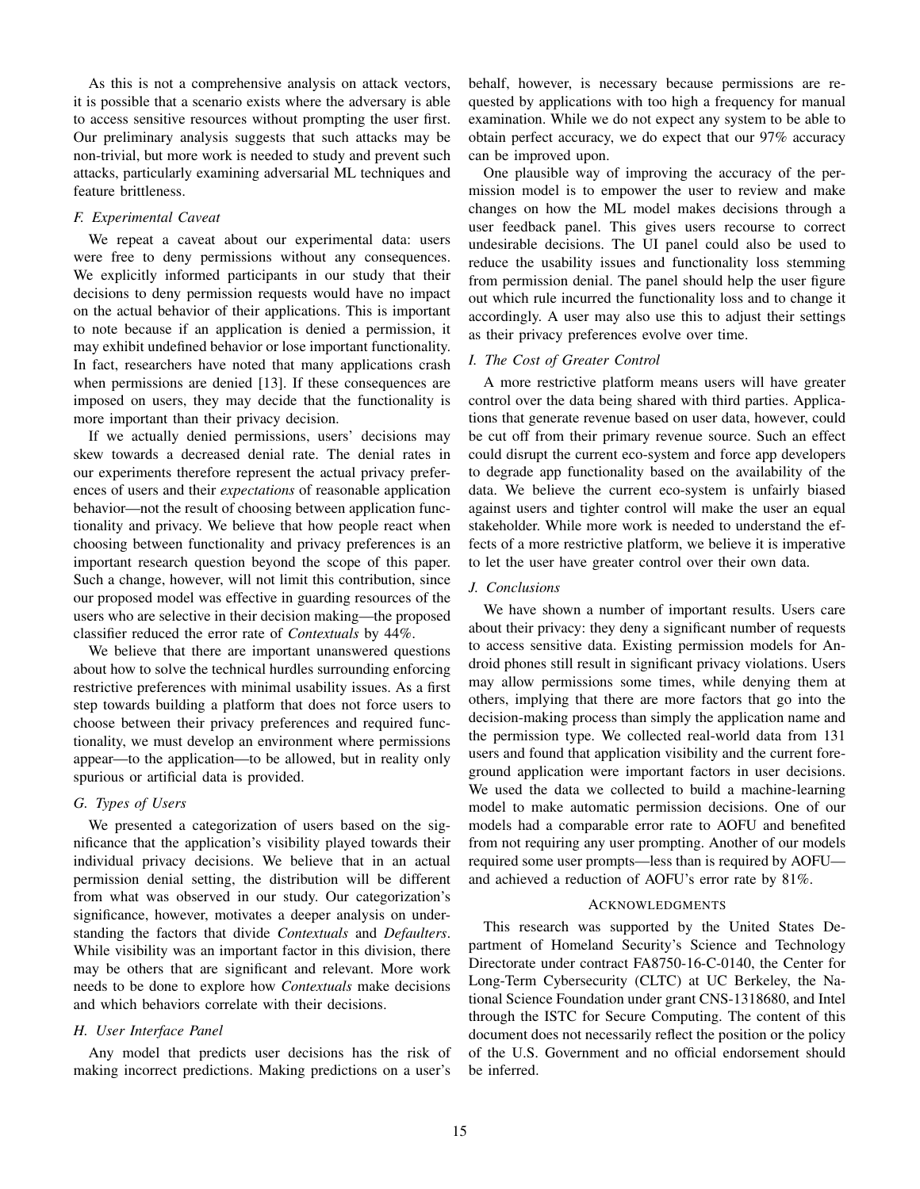As this is not a comprehensive analysis on attack vectors, it is possible that a scenario exists where the adversary is able to access sensitive resources without prompting the user first. Our preliminary analysis suggests that such attacks may be non-trivial, but more work is needed to study and prevent such attacks, particularly examining adversarial ML techniques and feature brittleness.

### *F. Experimental Caveat*

We repeat a caveat about our experimental data: users were free to deny permissions without any consequences. We explicitly informed participants in our study that their decisions to deny permission requests would have no impact on the actual behavior of their applications. This is important to note because if an application is denied a permission, it may exhibit undefined behavior or lose important functionality. In fact, researchers have noted that many applications crash when permissions are denied [13]. If these consequences are imposed on users, they may decide that the functionality is more important than their privacy decision.

If we actually denied permissions, users' decisions may skew towards a decreased denial rate. The denial rates in our experiments therefore represent the actual privacy preferences of users and their *expectations* of reasonable application behavior—not the result of choosing between application functionality and privacy. We believe that how people react when choosing between functionality and privacy preferences is an important research question beyond the scope of this paper. Such a change, however, will not limit this contribution, since our proposed model was effective in guarding resources of the users who are selective in their decision making—the proposed classifier reduced the error rate of *Contextuals* by 44%.

We believe that there are important unanswered questions about how to solve the technical hurdles surrounding enforcing restrictive preferences with minimal usability issues. As a first step towards building a platform that does not force users to choose between their privacy preferences and required functionality, we must develop an environment where permissions appear—to the application—to be allowed, but in reality only spurious or artificial data is provided.

### *G. Types of Users*

We presented a categorization of users based on the significance that the application's visibility played towards their individual privacy decisions. We believe that in an actual permission denial setting, the distribution will be different from what was observed in our study. Our categorization's significance, however, motivates a deeper analysis on understanding the factors that divide *Contextuals* and *Defaulters*. While visibility was an important factor in this division, there may be others that are significant and relevant. More work needs to be done to explore how *Contextuals* make decisions and which behaviors correlate with their decisions.

### *H. User Interface Panel*

Any model that predicts user decisions has the risk of making incorrect predictions. Making predictions on a user's behalf, however, is necessary because permissions are requested by applications with too high a frequency for manual examination. While we do not expect any system to be able to obtain perfect accuracy, we do expect that our 97% accuracy can be improved upon.

One plausible way of improving the accuracy of the permission model is to empower the user to review and make changes on how the ML model makes decisions through a user feedback panel. This gives users recourse to correct undesirable decisions. The UI panel could also be used to reduce the usability issues and functionality loss stemming from permission denial. The panel should help the user figure out which rule incurred the functionality loss and to change it accordingly. A user may also use this to adjust their settings as their privacy preferences evolve over time.

### *I. The Cost of Greater Control*

A more restrictive platform means users will have greater control over the data being shared with third parties. Applications that generate revenue based on user data, however, could be cut off from their primary revenue source. Such an effect could disrupt the current eco-system and force app developers to degrade app functionality based on the availability of the data. We believe the current eco-system is unfairly biased against users and tighter control will make the user an equal stakeholder. While more work is needed to understand the effects of a more restrictive platform, we believe it is imperative to let the user have greater control over their own data.

### *J. Conclusions*

We have shown a number of important results. Users care about their privacy: they deny a significant number of requests to access sensitive data. Existing permission models for Android phones still result in significant privacy violations. Users may allow permissions some times, while denying them at others, implying that there are more factors that go into the decision-making process than simply the application name and the permission type. We collected real-world data from 131 users and found that application visibility and the current foreground application were important factors in user decisions. We used the data we collected to build a machine-learning model to make automatic permission decisions. One of our models had a comparable error rate to AOFU and benefited from not requiring any user prompting. Another of our models required some user prompts—less than is required by AOFU—and achieved a reduction of AOFU's error rate by 81%.

## Acknowledgments

This research was supported by the United States Department of Homeland Security's Science and Technology Directorate under contract FA8750-16-C-0140, the Center for Long-Term Cybersecurity (CLTC) at UC Berkeley, the National Science Foundation under grant CNS-1318680, and Intel through the ISTC for Secure Computing. The content of this document does not necessarily reflect the position or the policy of the U.S. Government and no official endorsement should be inferred.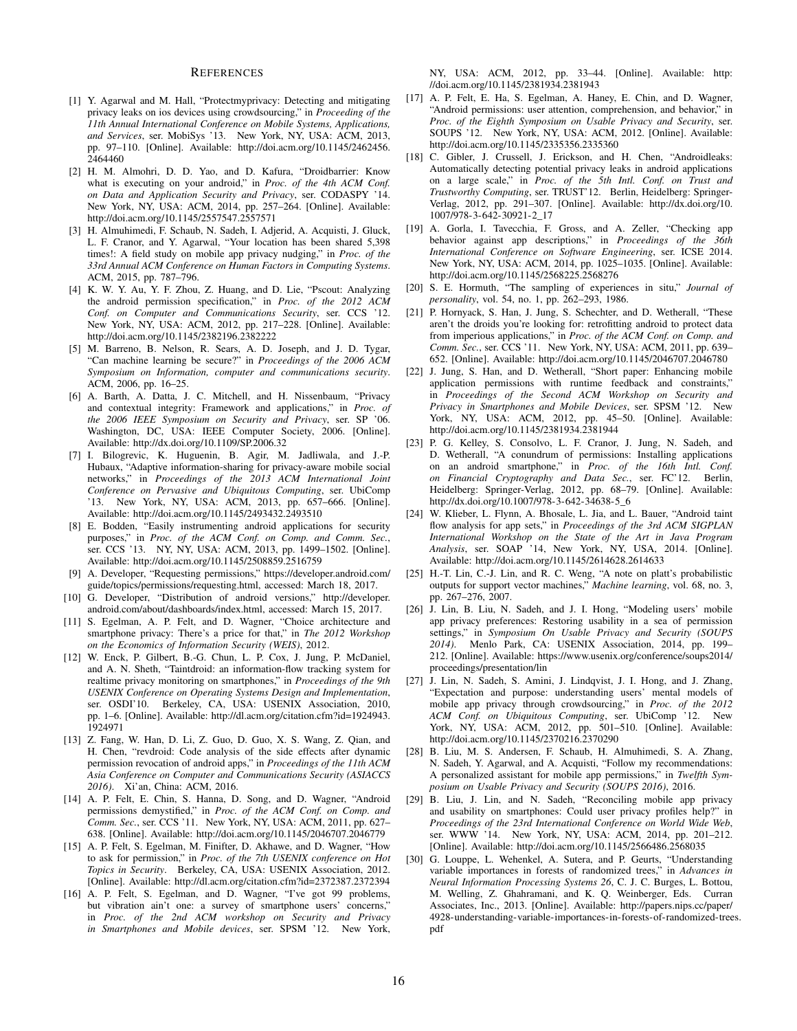## References

[1] Y. Agarwal and M. Hall, "Protectmyprivacy: Detecting and mitigating privacy leaks on ios devices using crowdsourcing," in *Proceeding of the 11th Annual International Conference on Mobile Systems, Applications, and Services*, ser. MobiSys '13. New York, NY, USA: ACM, 2013, pp. 97–110. [Online]. Available: http://doi.acm.org/10.1145/2462456.2464460

[2] H. M. Almohri, D. D. Yao, and D. Kafura, "Droidbarrier: Know what is executing on your android," in *Proc. of the 4th ACM Conf. on Data and Application Security and Privacy*, ser. CODASPY '14. New York, NY, USA: ACM, 2014, pp. 257–264. [Online]. Available: http://doi.acm.org/10.1145/2557547.2557571

[3] H. Almuhimedi, F. Schaub, N. Sadeh, I. Adjerid, A. Acquisti, J. Gluck, L. F. Cranor, and Y. Agarwal, "Your location has been shared 5,398 times!: A field study on mobile app privacy nudging," in *Proc. of the 33rd Annual ACM Conference on Human Factors in Computing Systems*. ACM, 2015, pp. 787–796.

[4] K. W. Y. Au, Y. F. Zhou, Z. Huang, and D. Lie, "Pscout: Analyzing the android permission specification," in *Proc. of the 2012 ACM Conf. on Computer and Communications Security*, ser. CCS '12. New York, NY, USA: ACM, 2012, pp. 217–228. [Online]. Available: http://doi.acm.org/10.1145/2382196.2382222

[5] M. Barreno, B. Nelson, R. Sears, A. D. Joseph, and J. D. Tygar, "Can machine learning be secure?" in *Proceedings of the 2006 ACM Symposium on Information, computer and communications security*. ACM, 2006, pp. 16–25.

[6] A. Barth, A. Datta, J. C. Mitchell, and H. Nissenbaum, "Privacy and contextual integrity: Framework and applications," in *Proc. of the 2006 IEEE Symposium on Security and Privacy*, ser. SP '06. Washington, DC, USA: IEEE Computer Society, 2006. [Online]. Available: http://dx.doi.org/10.1109/SP.2006.32

[7] I. Bilogrevic, K. Huguenin, B. Agir, M. Jadliwala, and J.-P. Hubaux, "Adaptive information-sharing for privacy-aware mobile social networks," in *Proceedings of the 2013 ACM International Joint Conference on Pervasive and Ubiquitous Computing*, ser. UbiComp '13. New York, NY, USA: ACM, 2013, pp. 657–666. [Online]. Available: http://doi.acm.org/10.1145/2493432.2493510

[8] E. Bodden, "Easily instrumenting android applications for security purposes," in *Proc. of the ACM Conf. on Comp. and Comm. Sec.*, ser. CCS '13. NY, NY, USA: ACM, 2013, pp. 1499–1502. [Online]. Available: http://doi.acm.org/10.1145/2508859.2516759

[9] A. Developer, "Requesting permissions," https://developer.android.com/guide/topics/permissions/requesting.html, accessed: March 18, 2017.

[10] G. Developer, "Distribution of android versions," http://developer.android.com/about/dashboards/index.html, accessed: March 15, 2017.

[11] S. Egelman, A. P. Felt, and D. Wagner, "Choice architecture and smartphone privacy: There's a price for that," in *The 2012 Workshop on the Economics of Information Security (WEIS)*, 2012.

[12] W. Enck, P. Gilbert, B.-G. Chun, L. P. Cox, J. Jung, P. McDaniel, and A. N. Sheth, "Taintdroid: an information-flow tracking system for realtime privacy monitoring on smartphones," in *Proceedings of the 9th USENIX Conference on Operating Systems Design and Implementation*, ser. OSDI'10. Berkeley, CA, USA: USENIX Association, 2010, pp. 1–6. [Online]. Available: http://dl.acm.org/citation.cfm?id=1924943.1924971

[13] Z. Fang, W. Han, D. Li, Z. Guo, D. Guo, X. S. Wang, Z. Qian, and H. Chen, "revdroid: Code analysis of the side effects after dynamic permission revocation of android apps," in *Proceedings of the 11th ACM Asia Conference on Computer and Communications Security (ASIACCS 2016)*. Xi'an, China: ACM, 2016.

[14] A. P. Felt, E. Chin, S. Hanna, D. Song, and D. Wagner, "Android permissions demystified," in *Proc. of the ACM Conf. on Comp. and Comm. Sec.*, ser. CCS '11. New York, NY, USA: ACM, 2011, pp. 627–638. [Online]. Available: http://doi.acm.org/10.1145/2046707.2046779

[15] A. P. Felt, S. Egelman, M. Finifter, D. Akhawe, and D. Wagner, "How to ask for permission," in *Proc. of the 7th USENIX conference on Hot Topics in Security*. Berkeley, CA, USA: USENIX Association, 2012. [Online]. Available: http://dl.acm.org/citation.cfm?id=2372387.2372394

[16] A. P. Felt, S. Egelman, and D. Wagner, "I've got 99 problems, but vibration ain't one: a survey of smartphone users' concerns," in *Proc. of the 2nd ACM workshop on Security and Privacy in Smartphones and Mobile devices*, ser. SPSM '12. New York, NY, USA: ACM, 2012, pp. 33–44. [Online]. Available: http://doi.acm.org/10.1145/2381934.2381943

[17] A. P. Felt, E. Ha, S. Egelman, A. Haney, E. Chin, and D. Wagner, "Android permissions: user attention, comprehension, and behavior," in *Proc. of the Eighth Symposium on Usable Privacy and Security*, ser. SOUPS '12. New York, NY, USA: ACM, 2012. [Online]. Available: http://doi.acm.org/10.1145/2335356.2335360

[18] C. Gibler, J. Crussell, J. Erickson, and H. Chen, "Androidleaks: Automatically detecting potential privacy leaks in android applications on a large scale," in *Proc. of the 5th Intl. Conf. on Trust and Trustworthy Computing*, ser. TRUST'12. Berlin, Heidelberg: Springer-Verlag, 2012, pp. 291–307. [Online]. Available: http://dx.doi.org/10.1007/978-3-642-30921-2_17

[19] A. Gorla, I. Tavecchia, F. Gross, and A. Zeller, "Checking app behavior against app descriptions," in *Proceedings of the 36th International Conference on Software Engineering*, ser. ICSE 2014. New York, NY, USA: ACM, 2014, pp. 1025–1035. [Online]. Available: http://doi.acm.org/10.1145/2568225.2568276

[20] S. E. Hormuth, "The sampling of experiences in situ," *Journal of personality*, vol. 54, no. 1, pp. 262–293, 1986.

[21] P. Hornyack, S. Han, J. Jung, S. Schechter, and D. Wetherall, "These aren't the droids you're looking for: retrofitting android to protect data from imperious applications," in *Proc. of the ACM Conf. on Comp. and Comm. Sec.*, ser. CCS '11. New York, NY, USA: ACM, 2011, pp. 639–652. [Online]. Available: http://doi.acm.org/10.1145/2046707.2046780

[22] J. Jung, S. Han, and D. Wetherall, "Short paper: Enhancing mobile application permissions with runtime feedback and constraints," in *Proceedings of the Second ACM Workshop on Security and Privacy in Smartphones and Mobile Devices*, ser. SPSM '12. New York, NY, USA: ACM, 2012, pp. 45–50. [Online]. Available: http://doi.acm.org/10.1145/2381934.2381944

[23] P. G. Kelley, S. Consolvo, L. F. Cranor, J. Jung, N. Sadeh, and D. Wetherall, "A conundrum of permissions: Installing applications on an android smartphone," in *Proc. of the 16th Intl. Conf. on Financial Cryptography and Data Sec.*, ser. FC'12. Berlin, Heidelberg: Springer-Verlag, 2012, pp. 68–79. [Online]. Available: http://dx.doi.org/10.1007/978-3-642-34638-5_6

[24] W. Klieber, L. Flynn, A. Bhosale, L. Jia, and L. Bauer, "Android taint flow analysis for app sets," in *Proceedings of the 3rd ACM SIGPLAN International Workshop on the State of the Art in Java Program Analysis*, ser. SOAP '14, New York, NY, USA, 2014. [Online]. Available: http://doi.acm.org/10.1145/2614628.2614633

[25] H.-T. Lin, C.-J. Lin, and R. C. Weng, "A note on platt's probabilistic outputs for support vector machines," *Machine learning*, vol. 68, no. 3, pp. 267–276, 2007.

[26] J. Lin, B. Liu, N. Sadeh, and J. I. Hong, "Modeling users' mobile app privacy preferences: Restoring usability in a sea of permission settings," in *Symposium On Usable Privacy and Security (SOUPS 2014)*. Menlo Park, CA: USENIX Association, 2014, pp. 199–212. [Online]. Available: https://www.usenix.org/conference/soups2014/proceedings/presentation/lin

[27] J. Lin, N. Sadeh, S. Amini, J. Lindqvist, J. I. Hong, and J. Zhang, "Expectation and purpose: understanding users' mental models of mobile app privacy through crowdsourcing," in *Proc. of the 2012 ACM Conf. on Ubiquitous Computing*, ser. UbiComp '12. New York, NY, USA: ACM, 2012, pp. 501–510. [Online]. Available: http://doi.acm.org/10.1145/2370216.2370290

[28] B. Liu, M. S. Andersen, F. Schaub, H. Almuhimedi, S. A. Zhang, N. Sadeh, Y. Agarwal, and A. Acquisti, "Follow my recommendations: A personalized assistant for mobile app permissions," in *Twelfth Symposium on Usable Privacy and Security (SOUPS 2016)*, 2016.

[29] B. Liu, J. Lin, and N. Sadeh, "Reconciling mobile app privacy and usability on smartphones: Could user privacy profiles help?" in *Proceedings of the 23rd International Conference on World Wide Web*, ser. WWW '14. New York, NY, USA: ACM, 2014, pp. 201–212. [Online]. Available: http://doi.acm.org/10.1145/2566486.2568035

[30] G. Louppe, L. Wehenkel, A. Sutera, and P. Geurts, "Understanding variable importances in forests of randomized trees," in *Advances in Neural Information Processing Systems 26*, C. J. C. Burges, L. Bottou, M. Welling, Z. Ghahramani, and K. Q. Weinberger, Eds. Curran Associates, Inc., 2013. [Online]. Available: http://papers.nips.cc/paper/4928-understanding-variable-importances-in-forests-of-randomized-trees.pdf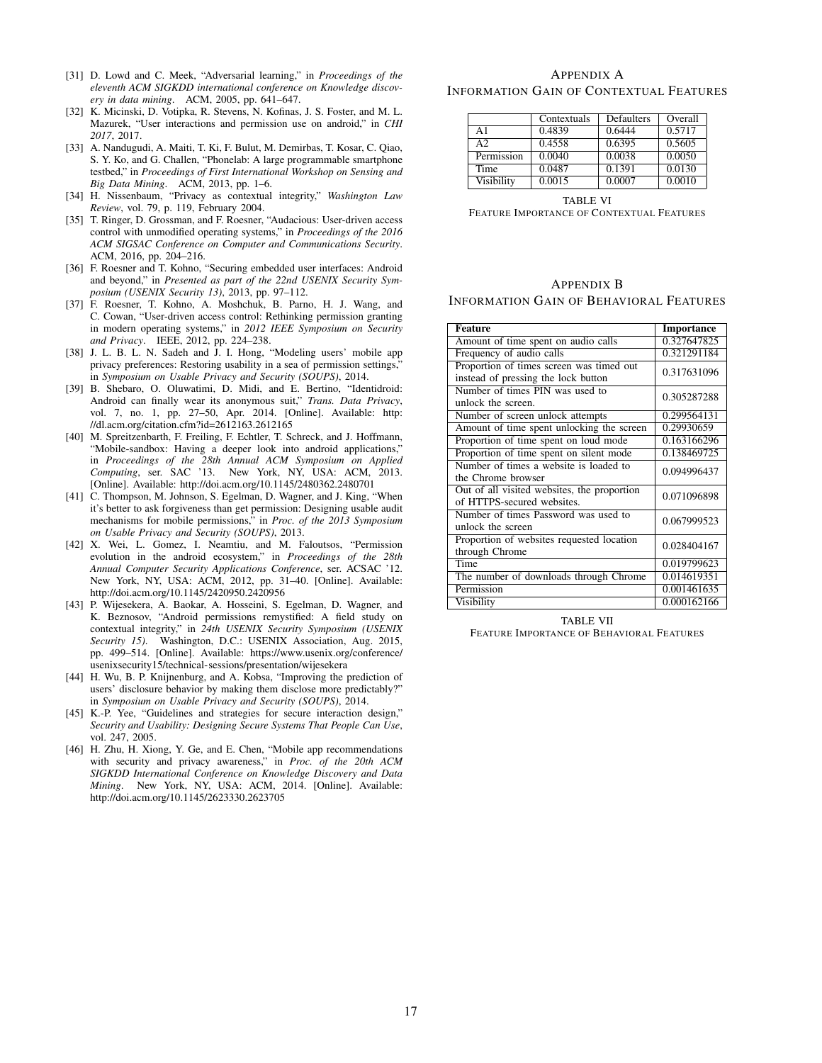[31] D. Lowd and C. Meek, "Adversarial learning," in *Proceedings of the eleventh ACM SIGKDD international conference on Knowledge discovery in data mining*. ACM, 2005, pp. 641–647.

[32] K. Micinski, D. Votipka, R. Stevens, N. Kofinas, J. S. Foster, and M. L. Mazurek, "User interactions and permission use on android," in *CHI 2017*, 2017.

[33] A. Nandugudi, A. Maiti, T. Ki, F. Bulut, M. Demirbas, T. Kosar, C. Qiao, S. Y. Ko, and G. Challen, "Phonelab: A large programmable smartphone testbed," in *Proceedings of First International Workshop on Sensing and Big Data Mining*. ACM, 2013, pp. 1–6.

[34] H. Nissenbaum, "Privacy as contextual integrity," *Washington Law Review*, vol. 79, p. 119, February 2004.

[35] T. Ringer, D. Grossman, and F. Roesner, "Audacious: User-driven access control with unmodified operating systems," in *Proceedings of the 2016 ACM SIGSAC Conference on Computer and Communications Security*. ACM, 2016, pp. 204–216.

[36] F. Roesner and T. Kohno, "Securing embedded user interfaces: Android and beyond," in *Presented as part of the 22nd USENIX Security Symposium (USENIX Security 13)*, 2013, pp. 97–112.

[37] F. Roesner, T. Kohno, A. Moshchuk, B. Parno, H. J. Wang, and C. Cowan, "User-driven access control: Rethinking permission granting in modern operating systems," in *2012 IEEE Symposium on Security and Privacy*. IEEE, 2012, pp. 224–238.

[38] J. L. B. L. N. Sadeh and J. I. Hong, "Modeling users' mobile app privacy preferences: Restoring usability in a sea of permission settings," in *Symposium on Usable Privacy and Security (SOUPS)*, 2014.

[39] B. Shebaro, O. Oluwatimi, D. Midi, and E. Bertino, "Identidroid: Android can finally wear its anonymous suit," *Trans. Data Privacy*, vol. 7, no. 1, pp. 27–50, Apr. 2014. [Online]. Available: http://dl.acm.org/citation.cfm?id=2612163.2612165

[40] M. Spreitzenbarth, F. Freiling, F. Echtler, T. Schreck, and J. Hoffmann, "Mobile-sandbox: Having a deeper look into android applications," in *Proceedings of the 28th Annual ACM Symposium on Applied Computing*, ser. SAC '13. New York, NY, USA: ACM, 2013. [Online]. Available: http://doi.acm.org/10.1145/2480362.2480701

[41] C. Thompson, M. Johnson, S. Egelman, D. Wagner, and J. King, "When it's better to ask forgiveness than get permission: Designing usable audit mechanisms for mobile permissions," in *Proc. of the 2013 Symposium on Usable Privacy and Security (SOUPS)*, 2013.

[42] X. Wei, L. Gomez, I. Neamtiu, and M. Faloutsos, "Permission evolution in the android ecosystem," in *Proceedings of the 28th Annual Computer Security Applications Conference*, ser. ACSAC '12. New York, NY, USA: ACM, 2012, pp. 31–40. [Online]. Available: http://doi.acm.org/10.1145/2420950.2420956

[43] P. Wijesekera, A. Baokar, A. Hosseini, S. Egelman, D. Wagner, and K. Beznosov, "Android permissions remystified: A field study on contextual integrity," in *24th USENIX Security Symposium (USENIX Security 15)*. Washington, D.C.: USENIX Association, Aug. 2015, pp. 499–514. [Online]. Available: https://www.usenix.org/conference/usenixsecurity15/technical-sessions/presentation/wijesekera

[44] H. Wu, B. P. Knijnenburg, and A. Kobsa, "Improving the prediction of users' disclosure behavior by making them disclose more predictably?" in *Symposium on Usable Privacy and Security (SOUPS)*, 2014.

[45] K.-P. Yee, "Guidelines and strategies for secure interaction design," *Security and Usability: Designing Secure Systems That People Can Use*, vol. 247, 2005.

[46] H. Zhu, H. Xiong, Y. Ge, and E. Chen, "Mobile app recommendations with security and privacy awareness," in *Proc. of the 20th ACM SIGKDD International Conference on Knowledge Discovery and Data Mining*. New York, NY, USA: ACM, 2014. [Online]. Available: http://doi.acm.org/10.1145/2623330.2623705

## Appendix A
## Information Gain of Contextual Features

| | Contextuals | Defaulters | Overall |
|---|---|---|---|
| A1 | 0.4839 | 0.6444 | 0.5717 |
| A2 | 0.4558 | 0.6395 | 0.5605 |
| Permission | 0.0040 | 0.0038 | 0.0050 |
| Time | 0.0487 | 0.1391 | 0.0130 |
| Visibility | 0.0015 | 0.0007 | 0.0010 |

TABLE VI
FEATURE IMPORTANCE OF CONTEXTUAL FEATURES

## Appendix B
## Information Gain of Behavioral Features

| **Feature** | **Importance** |
|---|---|
| Amount of time spent on audio calls | 0.327647825 |
| Frequency of audio calls | 0.321291184 |
| Proportion of times screen was timed out instead of pressing the lock button | 0.317631096 |
| Number of times PIN was used to unlock the screen. | 0.305287288 |
| Number of screen unlock attempts | 0.299564131 |
| Amount of time spent unlocking the screen | 0.29930659 |
| Proportion of time spent on loud mode | 0.163166296 |
| Proportion of time spent on silent mode | 0.138469725 |
| Number of times a website is loaded to the Chrome browser | 0.094996437 |
| Out of all visited websites, the proportion of HTTPS-secured websites. | 0.071096898 |
| Number of times Password was used to unlock the screen | 0.067999523 |
| Proportion of websites requested location through Chrome | 0.028404167 |
| Time | 0.019799623 |
| The number of downloads through Chrome | 0.014619351 |
| Permission | 0.001461635 |
| Visibility | 0.000162166 |

TABLE VII
FEATURE IMPORTANCE OF BEHAVIORAL FEATURES